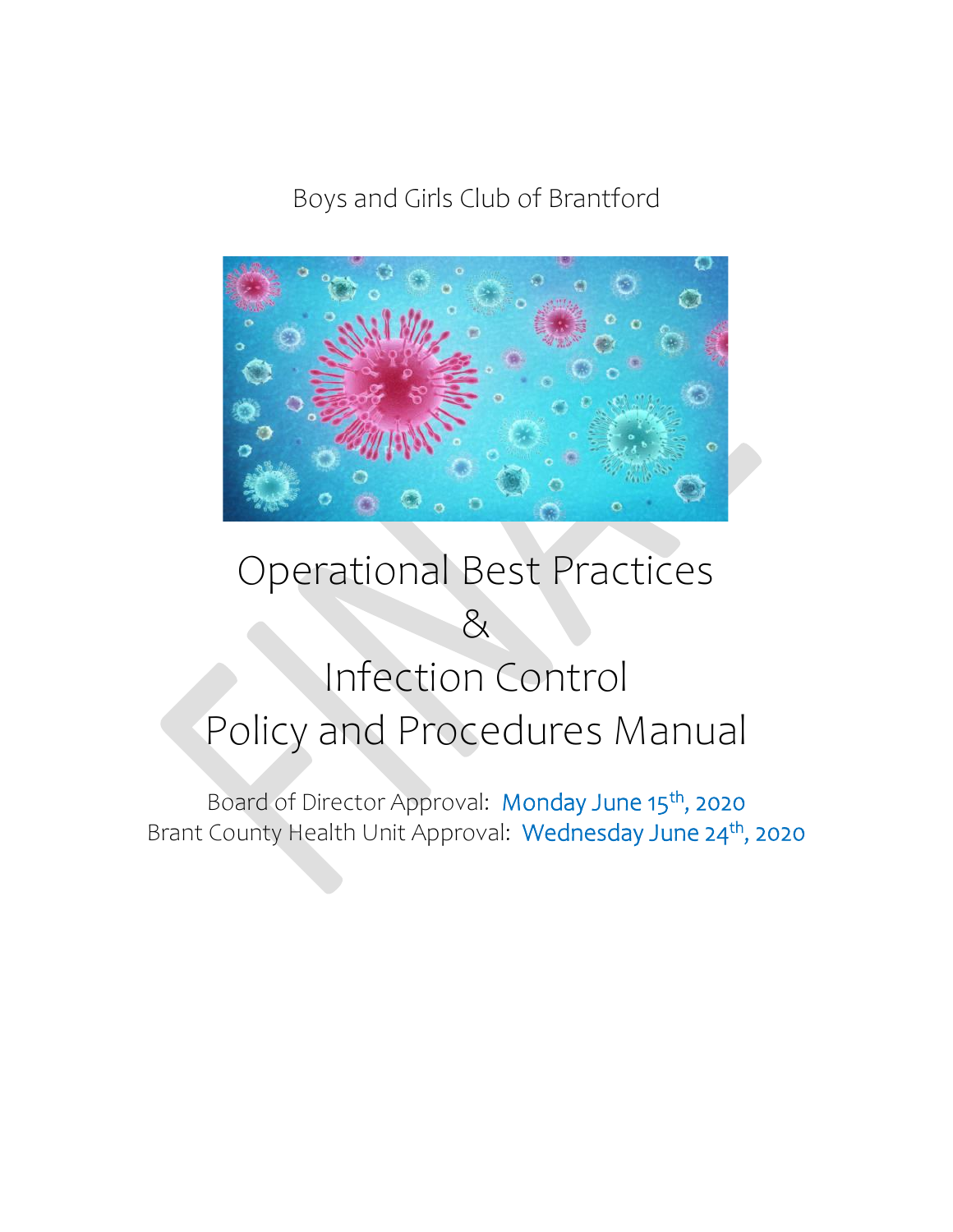Boys and Girls Club of Brantford

# Operational Best Practices & Infection Control Policy and Procedures Manual

Board of Director Approval: Monday June 15th, 2020
Brant County Health Unit Approval: Wednesday June 24th, 2020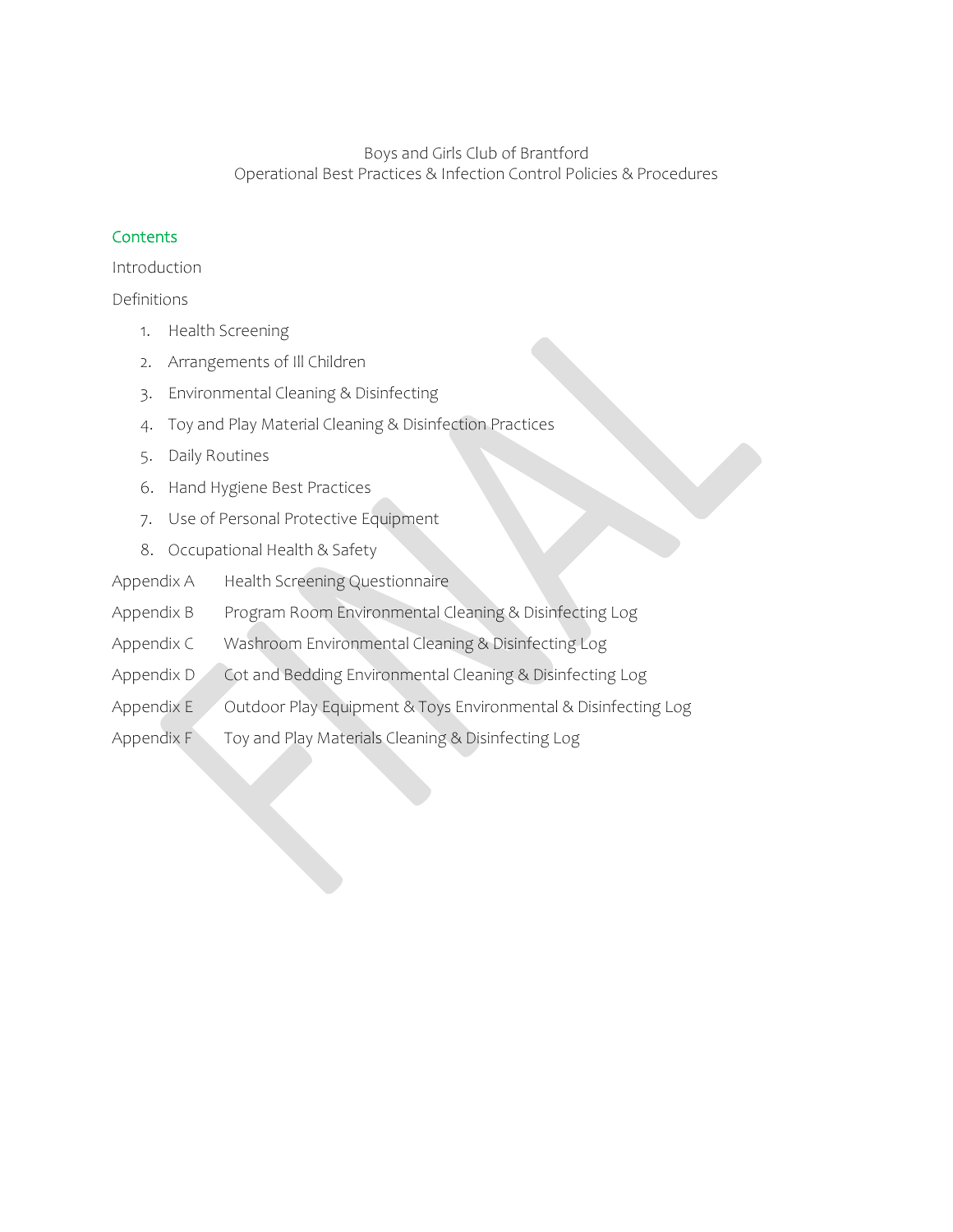Boys and Girls Club of Brantford
Operational Best Practices & Infection Control Policies & Procedures

## Contents

Introduction

Definitions

1. Health Screening
2. Arrangements of Ill Children
3. Environmental Cleaning & Disinfecting
4. Toy and Play Material Cleaning & Disinfection Practices
5. Daily Routines
6. Hand Hygiene Best Practices
7. Use of Personal Protective Equipment
8. Occupational Health & Safety

Appendix A Health Screening Questionnaire

Appendix B Program Room Environmental Cleaning & Disinfecting Log

Appendix C Washroom Environmental Cleaning & Disinfecting Log

Appendix D Cot and Bedding Environmental Cleaning & Disinfecting Log

Appendix E Outdoor Play Equipment & Toys Environmental & Disinfecting Log

Appendix F Toy and Play Materials Cleaning & Disinfecting Log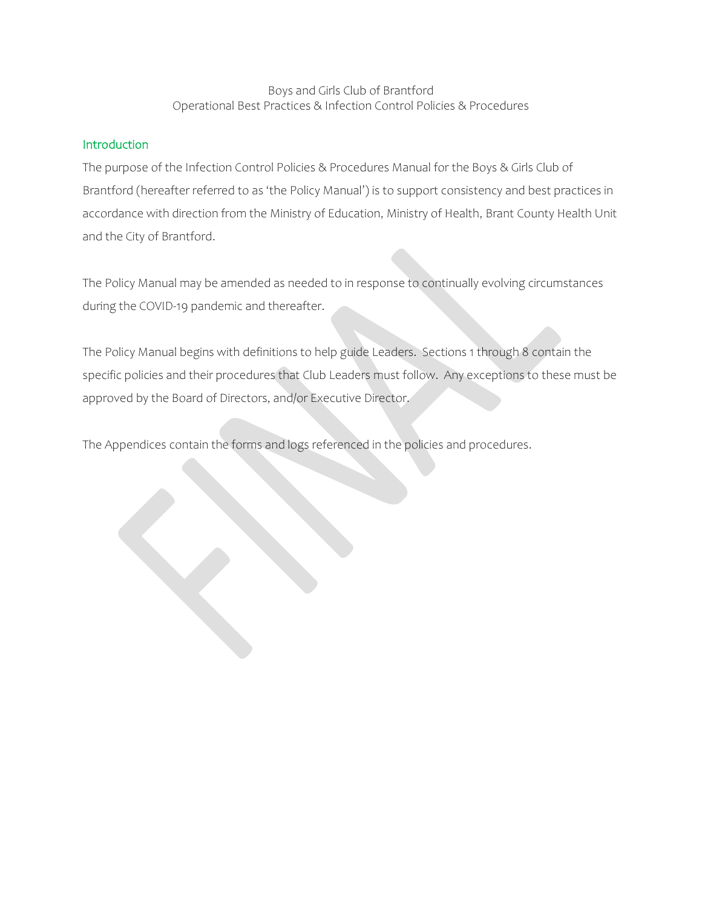Boys and Girls Club of Brantford
Operational Best Practices & Infection Control Policies & Procedures

## Introduction

The purpose of the Infection Control Policies & Procedures Manual for the Boys & Girls Club of Brantford (hereafter referred to as 'the Policy Manual') is to support consistency and best practices in accordance with direction from the Ministry of Education, Ministry of Health, Brant County Health Unit and the City of Brantford.

The Policy Manual may be amended as needed to in response to continually evolving circumstances during the COVID-19 pandemic and thereafter.

The Policy Manual begins with definitions to help guide Leaders. Sections 1 through 8 contain the specific policies and their procedures that Club Leaders must follow. Any exceptions to these must be approved by the Board of Directors, and/or Executive Director.

The Appendices contain the forms and logs referenced in the policies and procedures.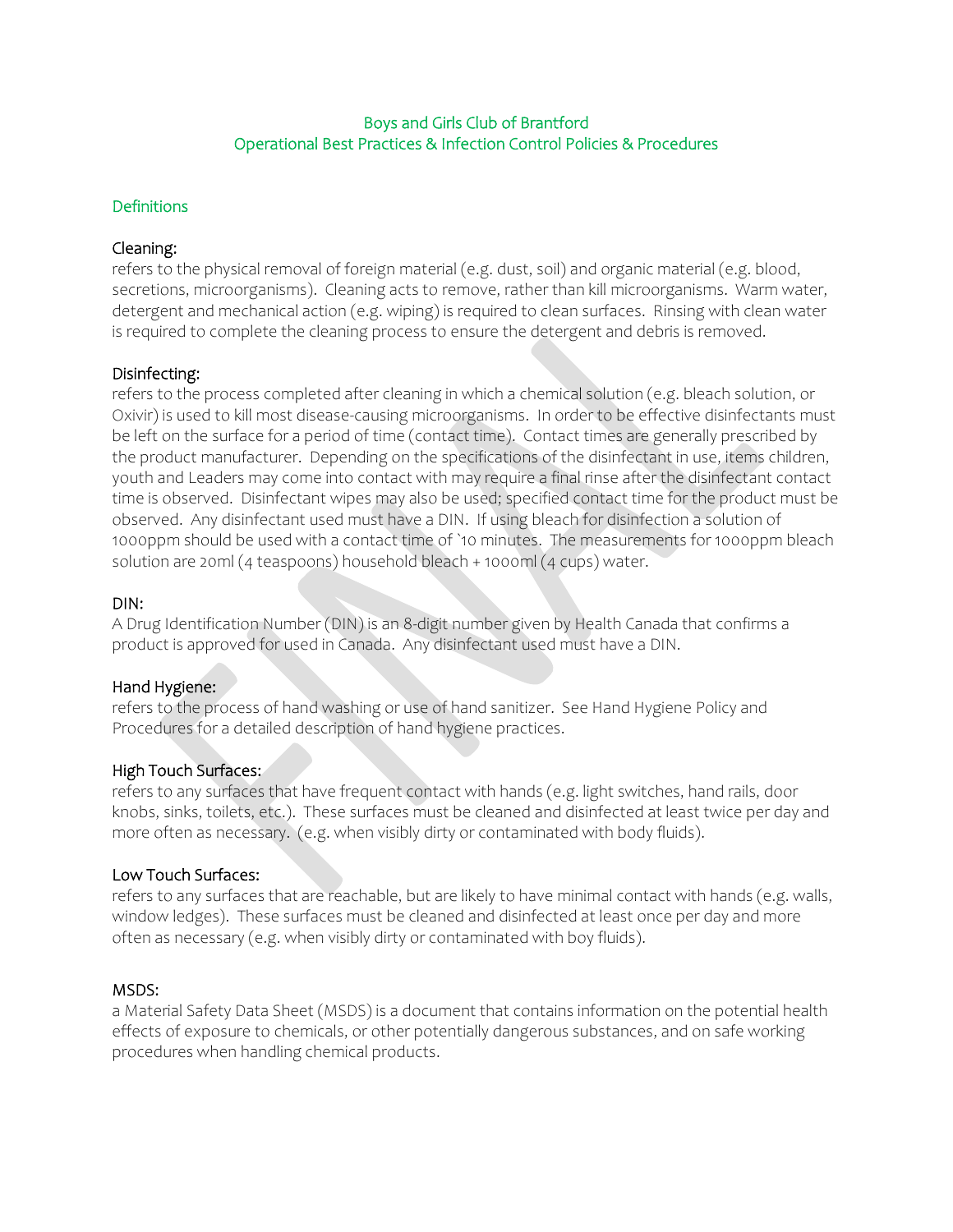Boys and Girls Club of Brantford
Operational Best Practices & Infection Control Policies & Procedures

## Definitions

### Cleaning:

refers to the physical removal of foreign material (e.g. dust, soil) and organic material (e.g. blood, secretions, microorganisms). Cleaning acts to remove, rather than kill microorganisms. Warm water, detergent and mechanical action (e.g. wiping) is required to clean surfaces. Rinsing with clean water is required to complete the cleaning process to ensure the detergent and debris is removed.

### Disinfecting:

refers to the process completed after cleaning in which a chemical solution (e.g. bleach solution, or Oxivir) is used to kill most disease-causing microorganisms. In order to be effective disinfectants must be left on the surface for a period of time (contact time). Contact times are generally prescribed by the product manufacturer. Depending on the specifications of the disinfectant in use, items children, youth and Leaders may come into contact with may require a final rinse after the disinfectant contact time is observed. Disinfectant wipes may also be used; specified contact time for the product must be observed. Any disinfectant used must have a DIN. If using bleach for disinfection a solution of 1000ppm should be used with a contact time of `10 minutes. The measurements for 1000ppm bleach solution are 20ml (4 teaspoons) household bleach + 1000ml (4 cups) water.

### DIN:

A Drug Identification Number (DIN) is an 8-digit number given by Health Canada that confirms a product is approved for used in Canada. Any disinfectant used must have a DIN.

### Hand Hygiene:

refers to the process of hand washing or use of hand sanitizer. See Hand Hygiene Policy and Procedures for a detailed description of hand hygiene practices.

### High Touch Surfaces:

refers to any surfaces that have frequent contact with hands (e.g. light switches, hand rails, door knobs, sinks, toilets, etc.). These surfaces must be cleaned and disinfected at least twice per day and more often as necessary. (e.g. when visibly dirty or contaminated with body fluids).

### Low Touch Surfaces:

refers to any surfaces that are reachable, but are likely to have minimal contact with hands (e.g. walls, window ledges). These surfaces must be cleaned and disinfected at least once per day and more often as necessary (e.g. when visibly dirty or contaminated with boy fluids).

### MSDS:

a Material Safety Data Sheet (MSDS) is a document that contains information on the potential health effects of exposure to chemicals, or other potentially dangerous substances, and on safe working procedures when handling chemical products.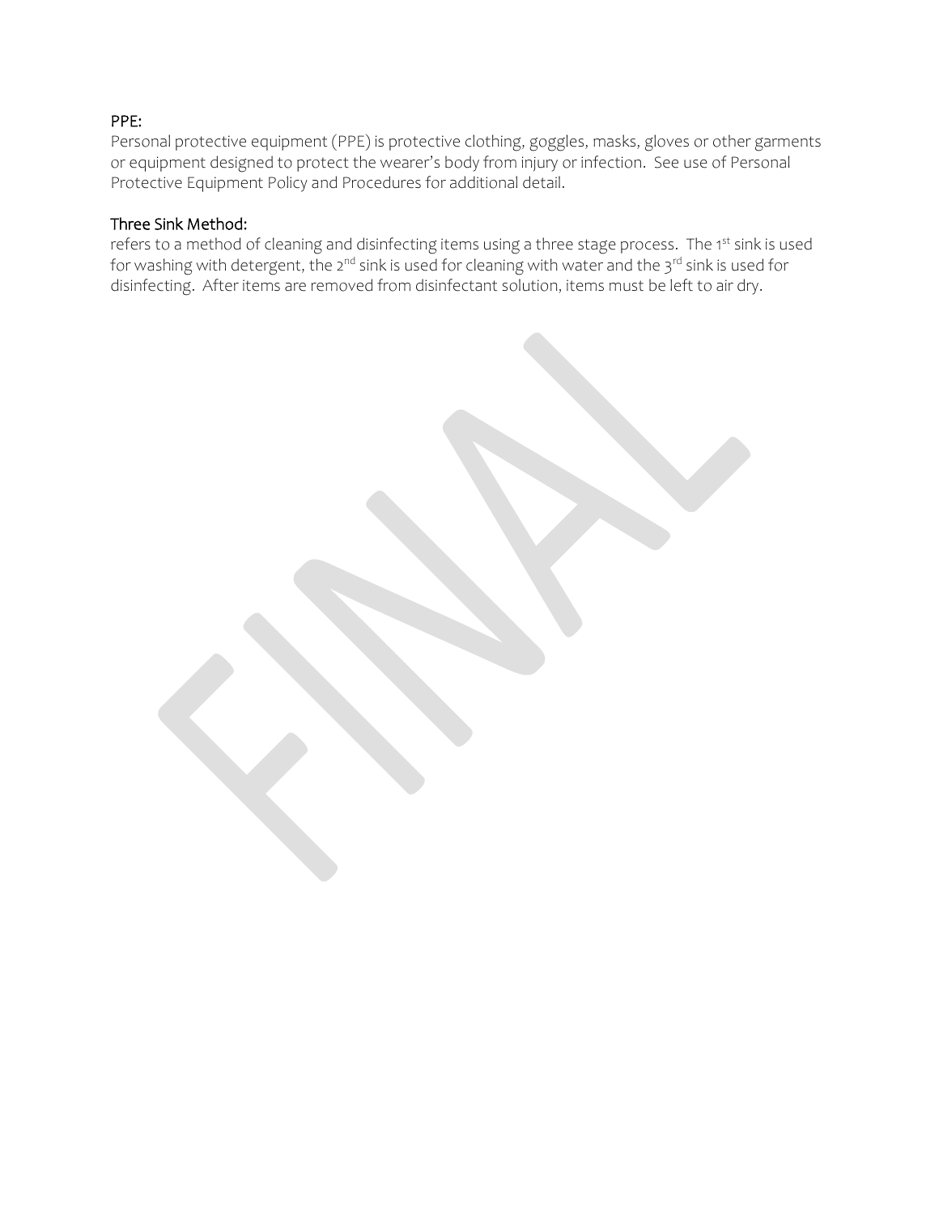PPE:

Personal protective equipment (PPE) is protective clothing, goggles, masks, gloves or other garments or equipment designed to protect the wearer's body from injury or infection. See use of Personal Protective Equipment Policy and Procedures for additional detail.

Three Sink Method:

refers to a method of cleaning and disinfecting items using a three stage process. The 1st sink is used for washing with detergent, the 2nd sink is used for cleaning with water and the 3rd sink is used for disinfecting. After items are removed from disinfectant solution, items must be left to air dry.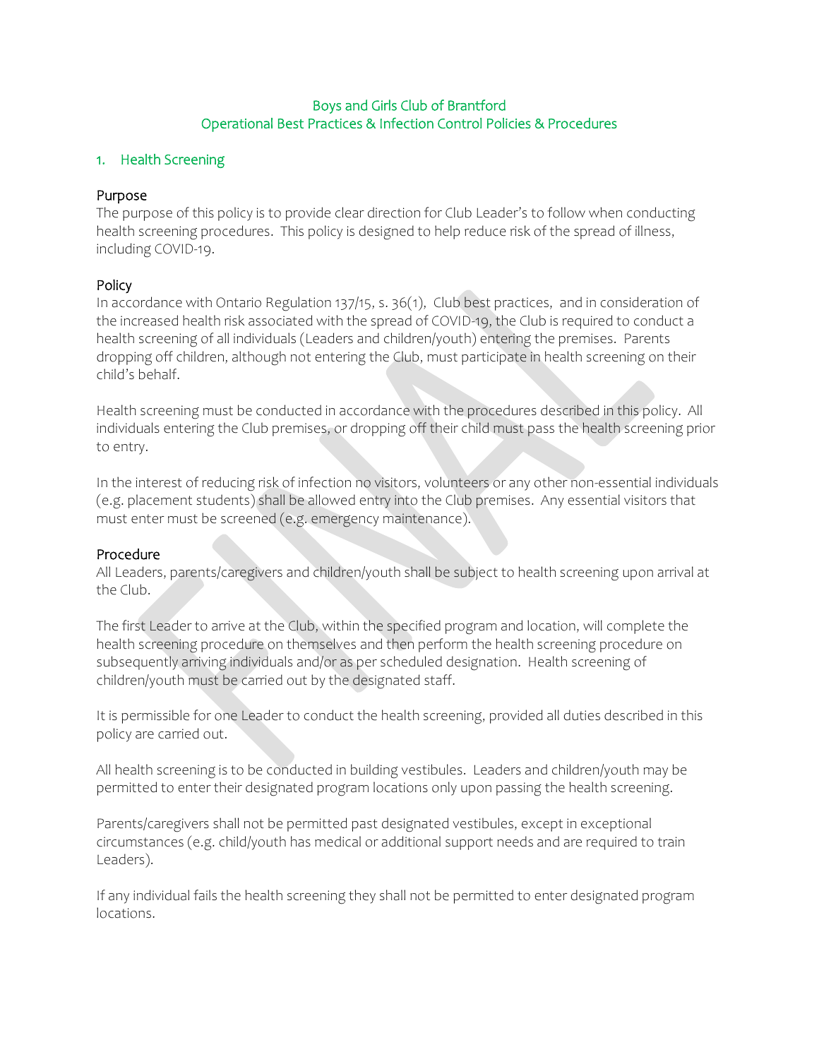Boys and Girls Club of Brantford
Operational Best Practices & Infection Control Policies & Procedures

## 1. Health Screening

### Purpose

The purpose of this policy is to provide clear direction for Club Leader's to follow when conducting health screening procedures. This policy is designed to help reduce risk of the spread of illness, including COVID-19.

### Policy

In accordance with Ontario Regulation 137/15, s. 36(1), Club best practices, and in consideration of the increased health risk associated with the spread of COVID-19, the Club is required to conduct a health screening of all individuals (Leaders and children/youth) entering the premises. Parents dropping off children, although not entering the Club, must participate in health screening on their child's behalf.

Health screening must be conducted in accordance with the procedures described in this policy. All individuals entering the Club premises, or dropping off their child must pass the health screening prior to entry.

In the interest of reducing risk of infection no visitors, volunteers or any other non-essential individuals (e.g. placement students) shall be allowed entry into the Club premises. Any essential visitors that must enter must be screened (e.g. emergency maintenance).

### Procedure

All Leaders, parents/caregivers and children/youth shall be subject to health screening upon arrival at the Club.

The first Leader to arrive at the Club, within the specified program and location, will complete the health screening procedure on themselves and then perform the health screening procedure on subsequently arriving individuals and/or as per scheduled designation. Health screening of children/youth must be carried out by the designated staff.

It is permissible for one Leader to conduct the health screening, provided all duties described in this policy are carried out.

All health screening is to be conducted in building vestibules. Leaders and children/youth may be permitted to enter their designated program locations only upon passing the health screening.

Parents/caregivers shall not be permitted past designated vestibules, except in exceptional circumstances (e.g. child/youth has medical or additional support needs and are required to train Leaders).

If any individual fails the health screening they shall not be permitted to enter designated program locations.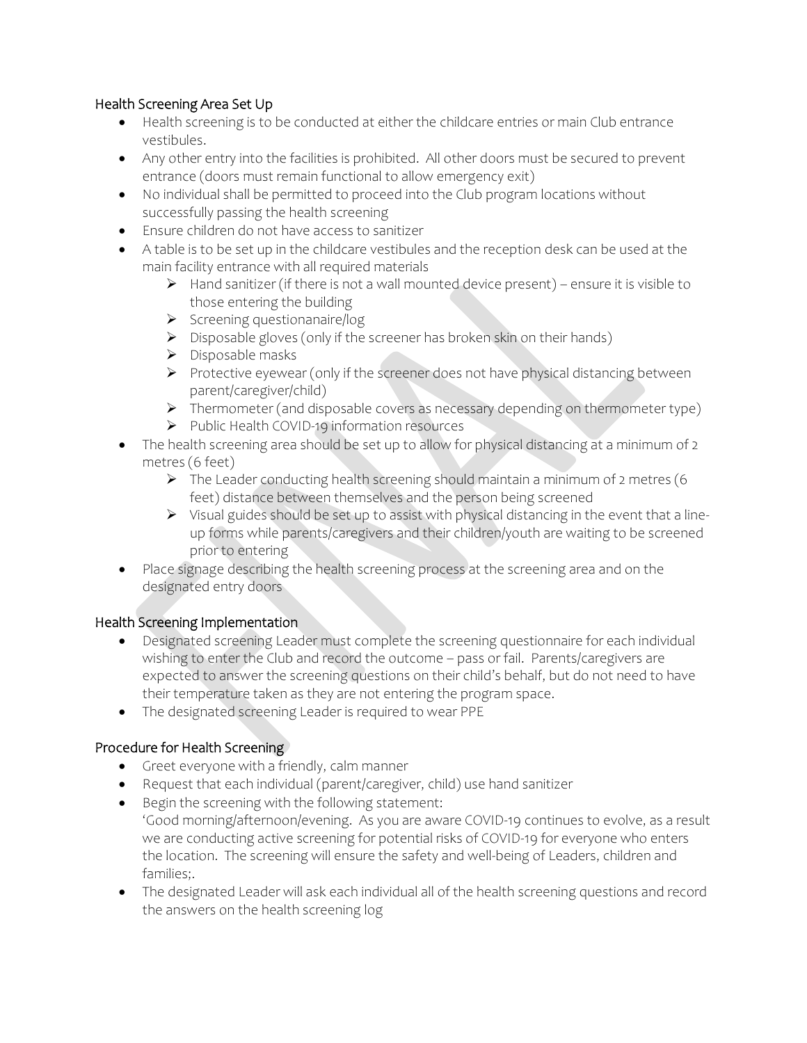### Health Screening Area Set Up

- Health screening is to be conducted at either the childcare entries or main Club entrance vestibules.
- Any other entry into the facilities is prohibited. All other doors must be secured to prevent entrance (doors must remain functional to allow emergency exit)
- No individual shall be permitted to proceed into the Club program locations without successfully passing the health screening
- Ensure children do not have access to sanitizer
- A table is to be set up in the childcare vestibules and the reception desk can be used at the main facility entrance with all required materials
  - Hand sanitizer (if there is not a wall mounted device present) – ensure it is visible to those entering the building
  - Screening questionanaire/log
  - Disposable gloves (only if the screener has broken skin on their hands)
  - Disposable masks
  - Protective eyewear (only if the screener does not have physical distancing between parent/caregiver/child)
  - Thermometer (and disposable covers as necessary depending on thermometer type)
  - Public Health COVID-19 information resources
- The health screening area should be set up to allow for physical distancing at a minimum of 2 metres (6 feet)
  - The Leader conducting health screening should maintain a minimum of 2 metres (6 feet) distance between themselves and the person being screened
  - Visual guides should be set up to assist with physical distancing in the event that a line-up forms while parents/caregivers and their children/youth are waiting to be screened prior to entering
- Place signage describing the health screening process at the screening area and on the designated entry doors

### Health Screening Implementation

- Designated screening Leader must complete the screening questionnaire for each individual wishing to enter the Club and record the outcome – pass or fail. Parents/caregivers are expected to answer the screening questions on their child's behalf, but do not need to have their temperature taken as they are not entering the program space.
- The designated screening Leader is required to wear PPE

### Procedure for Health Screening

- Greet everyone with a friendly, calm manner
- Request that each individual (parent/caregiver, child) use hand sanitizer
- Begin the screening with the following statement:
  'Good morning/afternoon/evening. As you are aware COVID-19 continues to evolve, as a result we are conducting active screening for potential risks of COVID-19 for everyone who enters the location. The screening will ensure the safety and well-being of Leaders, children and families;.
- The designated Leader will ask each individual all of the health screening questions and record the answers on the health screening log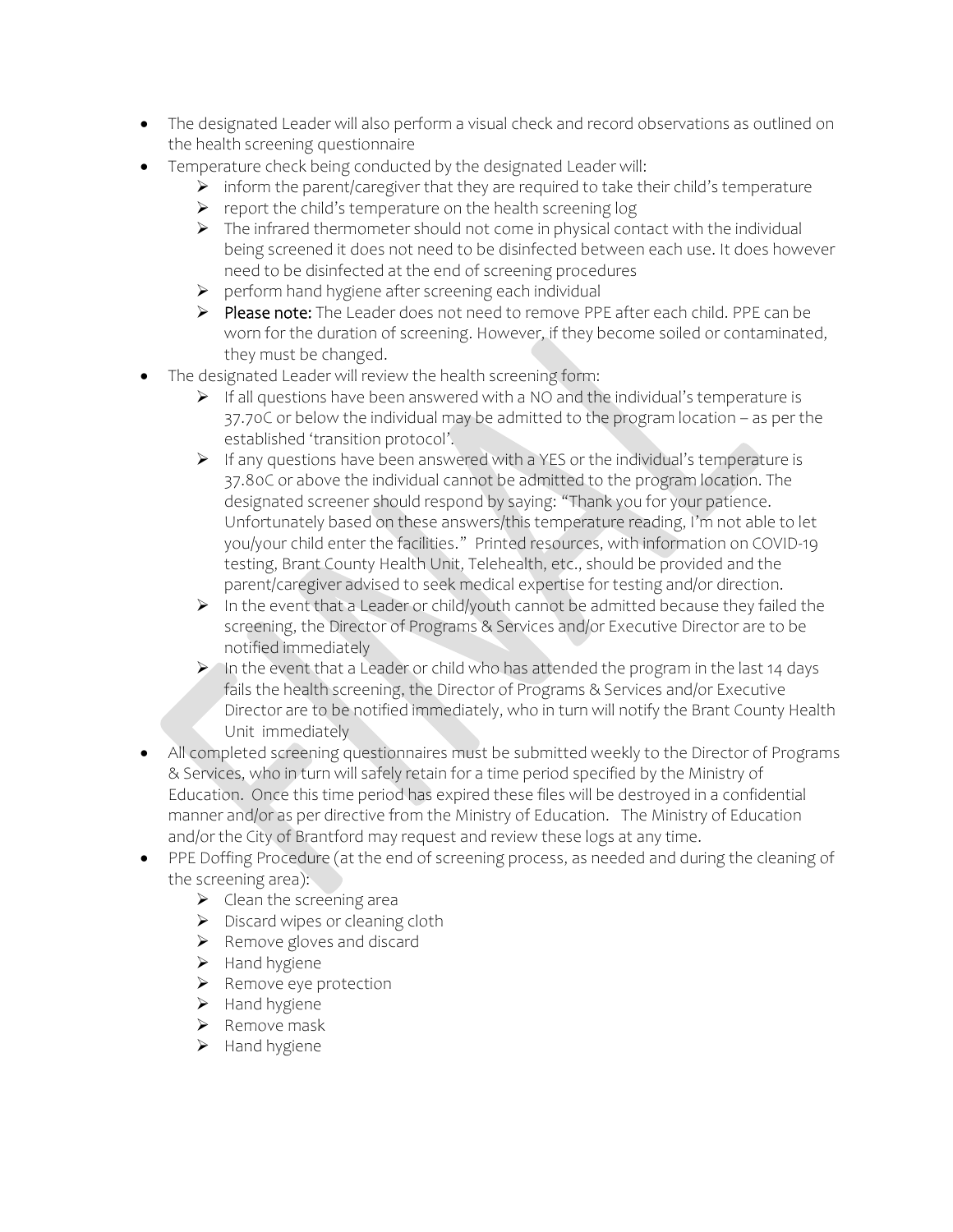- The designated Leader will also perform a visual check and record observations as outlined on the health screening questionnaire
- Temperature check being conducted by the designated Leader will:
  - inform the parent/caregiver that they are required to take their child's temperature
  - report the child's temperature on the health screening log
  - The infrared thermometer should not come in physical contact with the individual being screened it does not need to be disinfected between each use. It does however need to be disinfected at the end of screening procedures
  - perform hand hygiene after screening each individual
  - **Please note:** The Leader does not need to remove PPE after each child. PPE can be worn for the duration of screening. However, if they become soiled or contaminated, they must be changed.
- The designated Leader will review the health screening form:
  - If all questions have been answered with a NO and the individual's temperature is 37.7oC or below the individual may be admitted to the program location – as per the established 'transition protocol'.
  - If any questions have been answered with a YES or the individual's temperature is 37.8oC or above the individual cannot be admitted to the program location. The designated screener should respond by saying: "Thank you for your patience. Unfortunately based on these answers/this temperature reading, I'm not able to let you/your child enter the facilities." Printed resources, with information on COVID-19 testing, Brant County Health Unit, Telehealth, etc., should be provided and the parent/caregiver advised to seek medical expertise for testing and/or direction.
  - In the event that a Leader or child/youth cannot be admitted because they failed the screening, the Director of Programs & Services and/or Executive Director are to be notified immediately
  - In the event that a Leader or child who has attended the program in the last 14 days fails the health screening, the Director of Programs & Services and/or Executive Director are to be notified immediately, who in turn will notify the Brant County Health Unit immediately
- All completed screening questionnaires must be submitted weekly to the Director of Programs & Services, who in turn will safely retain for a time period specified by the Ministry of Education. Once this time period has expired these files will be destroyed in a confidential manner and/or as per directive from the Ministry of Education. The Ministry of Education and/or the City of Brantford may request and review these logs at any time.
- PPE Doffing Procedure (at the end of screening process, as needed and during the cleaning of the screening area):
  - Clean the screening area
  - Discard wipes or cleaning cloth
  - Remove gloves and discard
  - Hand hygiene
  - Remove eye protection
  - Hand hygiene
  - Remove mask
  - Hand hygiene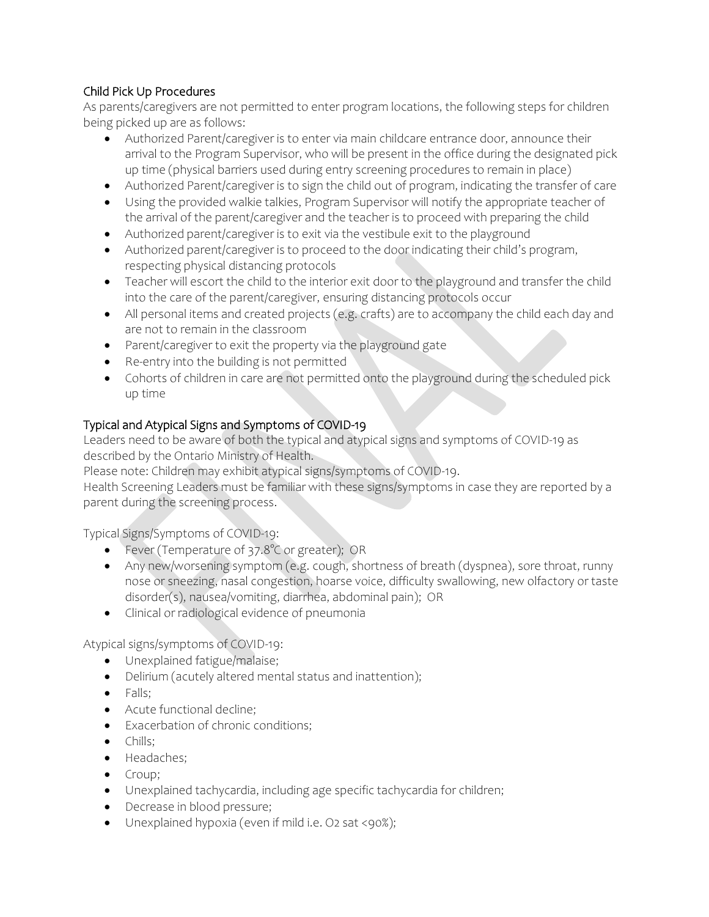### Child Pick Up Procedures

As parents/caregivers are not permitted to enter program locations, the following steps for children being picked up are as follows:

- Authorized Parent/caregiver is to enter via main childcare entrance door, announce their arrival to the Program Supervisor, who will be present in the office during the designated pick up time (physical barriers used during entry screening procedures to remain in place)
- Authorized Parent/caregiver is to sign the child out of program, indicating the transfer of care
- Using the provided walkie talkies, Program Supervisor will notify the appropriate teacher of the arrival of the parent/caregiver and the teacher is to proceed with preparing the child
- Authorized parent/caregiver is to exit via the vestibule exit to the playground
- Authorized parent/caregiver is to proceed to the door indicating their child's program, respecting physical distancing protocols
- Teacher will escort the child to the interior exit door to the playground and transfer the child into the care of the parent/caregiver, ensuring distancing protocols occur
- All personal items and created projects (e.g. crafts) are to accompany the child each day and are not to remain in the classroom
- Parent/caregiver to exit the property via the playground gate
- Re-entry into the building is not permitted
- Cohorts of children in care are not permitted onto the playground during the scheduled pick up time

### Typical and Atypical Signs and Symptoms of COVID-19

Leaders need to be aware of both the typical and atypical signs and symptoms of COVID-19 as described by the Ontario Ministry of Health.

Please note: Children may exhibit atypical signs/symptoms of COVID-19.

Health Screening Leaders must be familiar with these signs/symptoms in case they are reported by a parent during the screening process.

Typical Signs/Symptoms of COVID-19:

- Fever (Temperature of 37.8°C or greater); OR
- Any new/worsening symptom (e.g. cough, shortness of breath (dyspnea), sore throat, runny nose or sneezing, nasal congestion, hoarse voice, difficulty swallowing, new olfactory or taste disorder(s), nausea/vomiting, diarrhea, abdominal pain); OR
- Clinical or radiological evidence of pneumonia

Atypical signs/symptoms of COVID-19:

- Unexplained fatigue/malaise;
- Delirium (acutely altered mental status and inattention);
- Falls;
- Acute functional decline;
- Exacerbation of chronic conditions;
- Chills;
- Headaches;
- Croup;
- Unexplained tachycardia, including age specific tachycardia for children;
- Decrease in blood pressure;
- Unexplained hypoxia (even if mild i.e. $O_2$ sat <90%);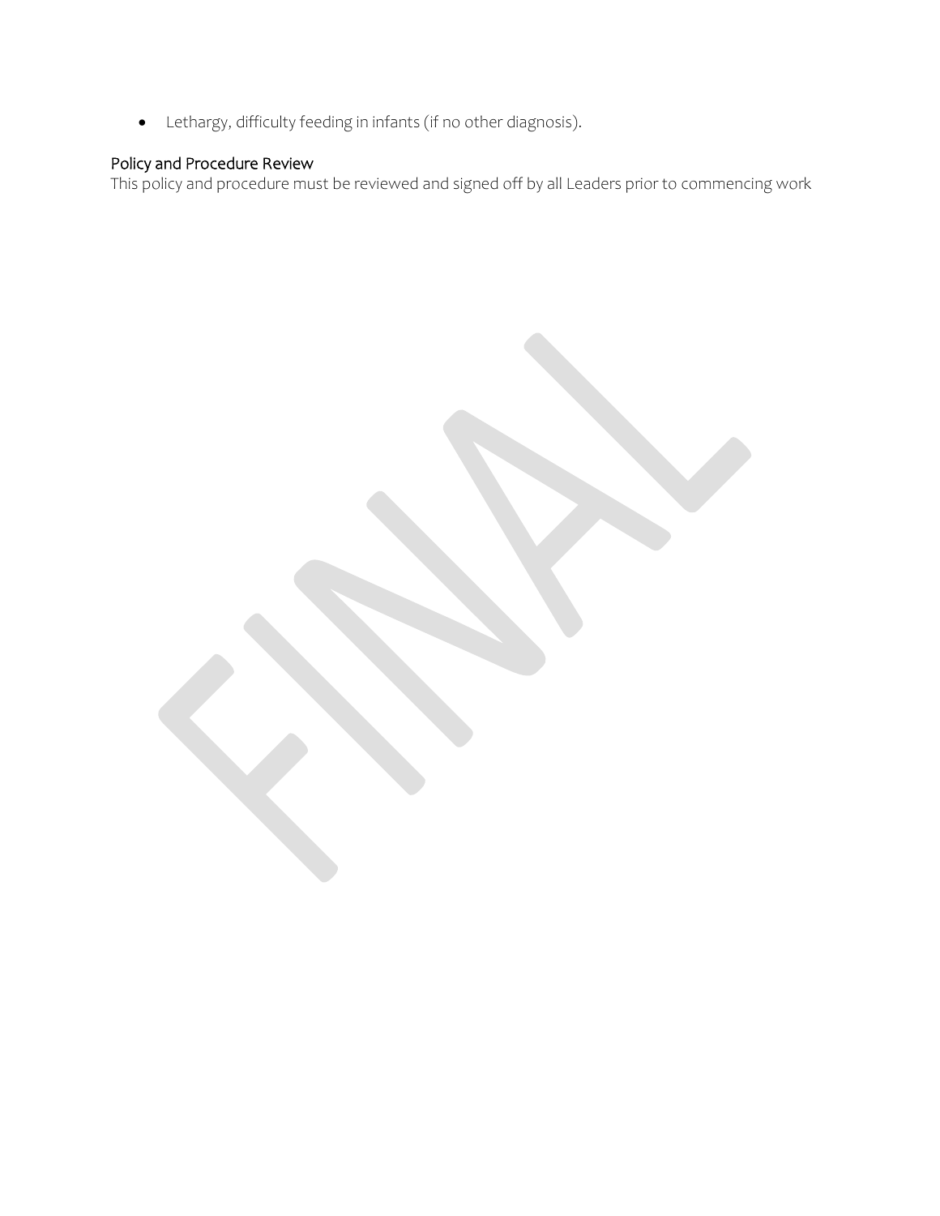- Lethargy, difficulty feeding in infants (if no other diagnosis).

### Policy and Procedure Review

This policy and procedure must be reviewed and signed off by all Leaders prior to commencing work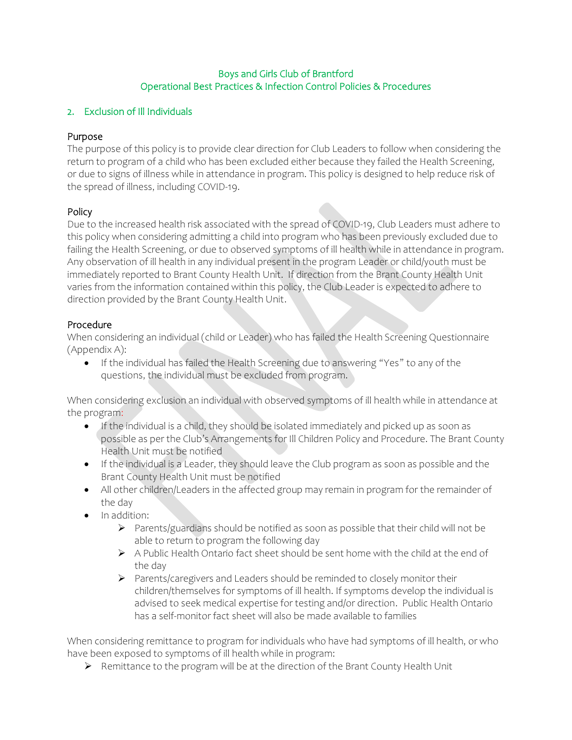Boys and Girls Club of Brantford
Operational Best Practices & Infection Control Policies & Procedures

## 2. Exclusion of Ill Individuals

### Purpose

The purpose of this policy is to provide clear direction for Club Leaders to follow when considering the return to program of a child who has been excluded either because they failed the Health Screening, or due to signs of illness while in attendance in program. This policy is designed to help reduce risk of the spread of illness, including COVID-19.

### Policy

Due to the increased health risk associated with the spread of COVID-19, Club Leaders must adhere to this policy when considering admitting a child into program who has been previously excluded due to failing the Health Screening, or due to observed symptoms of ill health while in attendance in program. Any observation of ill health in any individual present in the program Leader or child/youth must be immediately reported to Brant County Health Unit. If direction from the Brant County Health Unit varies from the information contained within this policy, the Club Leader is expected to adhere to direction provided by the Brant County Health Unit.

### Procedure

When considering an individual (child or Leader) who has failed the Health Screening Questionnaire (Appendix A):

- If the individual has failed the Health Screening due to answering "Yes" to any of the questions, the individual must be excluded from program.

When considering exclusion an individual with observed symptoms of ill health while in attendance at the program:

- If the individual is a child, they should be isolated immediately and picked up as soon as possible as per the Club's Arrangements for Ill Children Policy and Procedure. The Brant County Health Unit must be notified
- If the individual is a Leader, they should leave the Club program as soon as possible and the Brant County Health Unit must be notified
- All other children/Leaders in the affected group may remain in program for the remainder of the day
- In addition:
  - Parents/guardians should be notified as soon as possible that their child will not be able to return to program the following day
  - A Public Health Ontario fact sheet should be sent home with the child at the end of the day
  - Parents/caregivers and Leaders should be reminded to closely monitor their children/themselves for symptoms of ill health. If symptoms develop the individual is advised to seek medical expertise for testing and/or direction. Public Health Ontario has a self-monitor fact sheet will also be made available to families

When considering remittance to program for individuals who have had symptoms of ill health, or who have been exposed to symptoms of ill health while in program:

- Remittance to the program will be at the direction of the Brant County Health Unit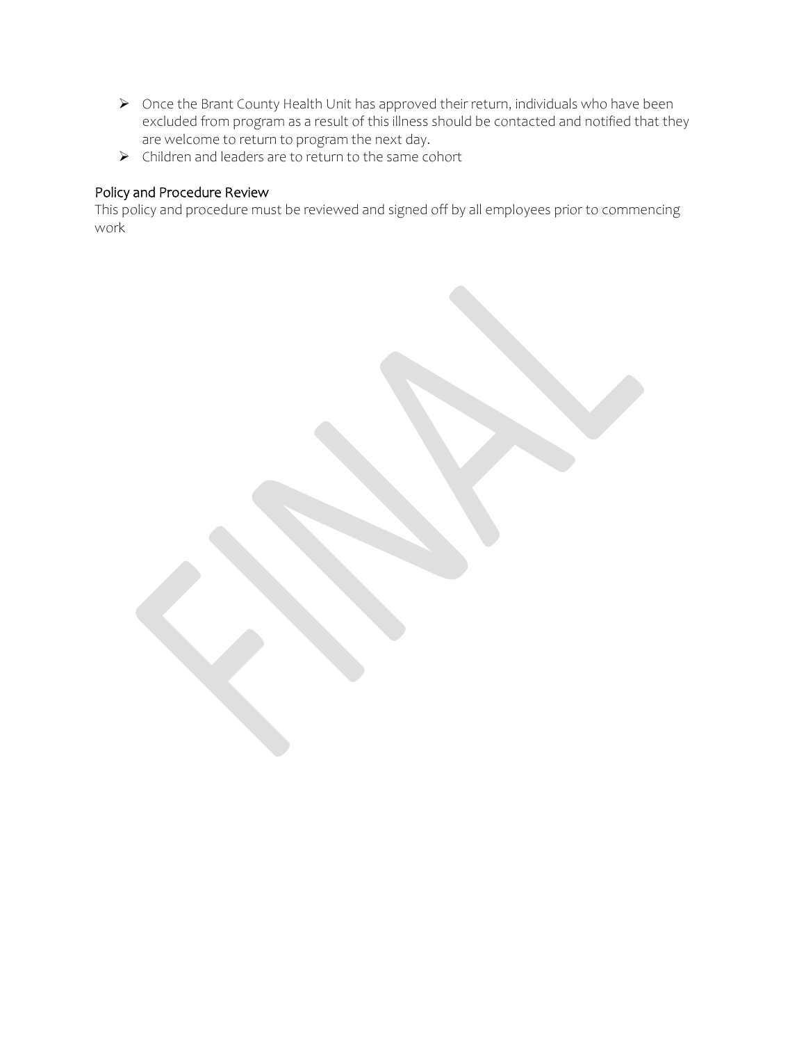- Once the Brant County Health Unit has approved their return, individuals who have been excluded from program as a result of this illness should be contacted and notified that they are welcome to return to program the next day.
- Children and leaders are to return to the same cohort

### Policy and Procedure Review

This policy and procedure must be reviewed and signed off by all employees prior to commencing work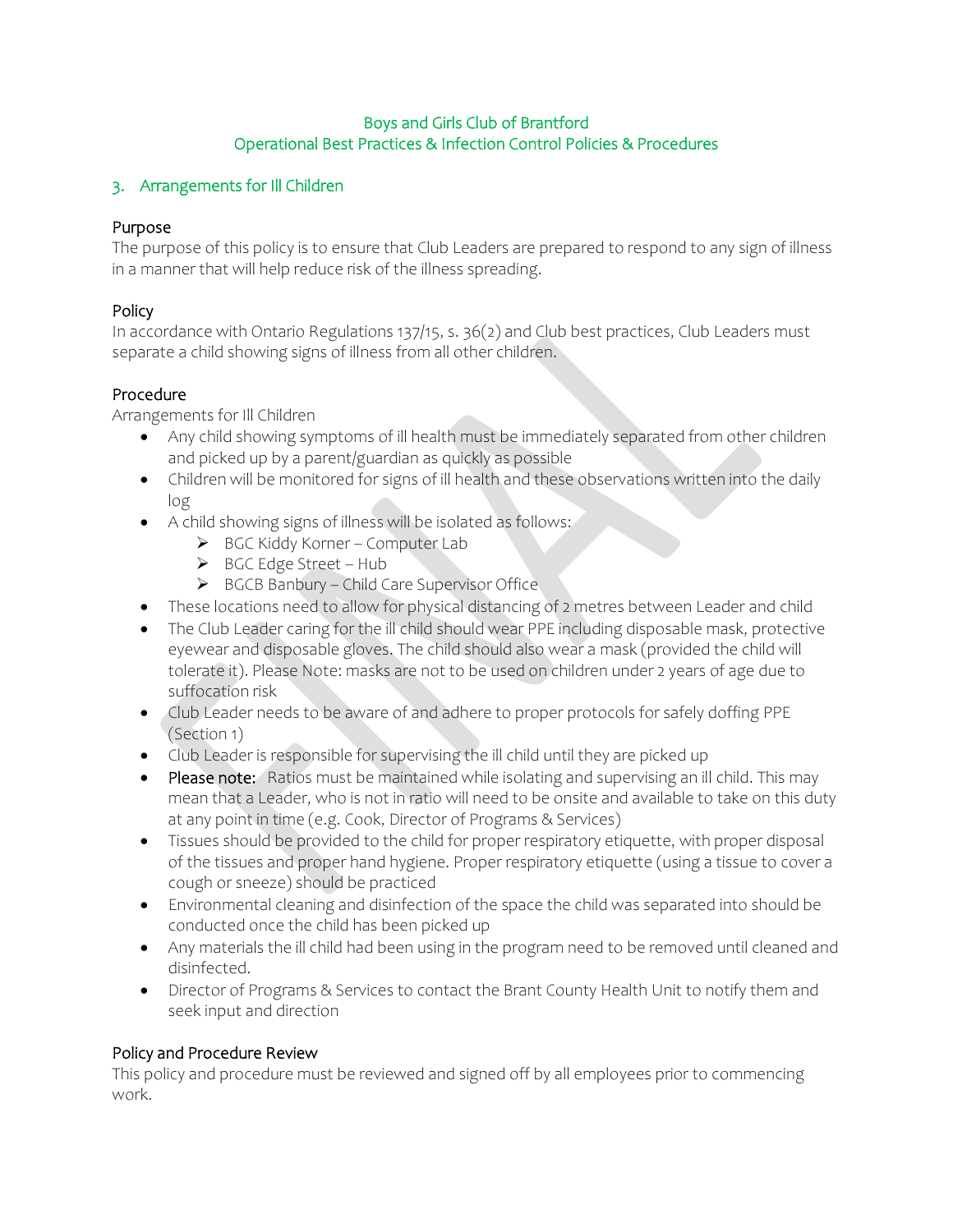Boys and Girls Club of Brantford
Operational Best Practices & Infection Control Policies & Procedures

## 3. Arrangements for Ill Children

### Purpose

The purpose of this policy is to ensure that Club Leaders are prepared to respond to any sign of illness in a manner that will help reduce risk of the illness spreading.

### Policy

In accordance with Ontario Regulations 137/15, s. 36(2) and Club best practices, Club Leaders must separate a child showing signs of illness from all other children.

### Procedure

Arrangements for Ill Children

- Any child showing symptoms of ill health must be immediately separated from other children and picked up by a parent/guardian as quickly as possible
- Children will be monitored for signs of ill health and these observations written into the daily log
- A child showing signs of illness will be isolated as follows:
  - BGC Kiddy Korner – Computer Lab
  - BGC Edge Street – Hub
  - BGCB Banbury – Child Care Supervisor Office
- These locations need to allow for physical distancing of 2 metres between Leader and child
- The Club Leader caring for the ill child should wear PPE including disposable mask, protective eyewear and disposable gloves. The child should also wear a mask (provided the child will tolerate it). Please Note: masks are not to be used on children under 2 years of age due to suffocation risk
- Club Leader needs to be aware of and adhere to proper protocols for safely doffing PPE (Section 1)
- Club Leader is responsible for supervising the ill child until they are picked up
- Please note: Ratios must be maintained while isolating and supervising an ill child. This may mean that a Leader, who is not in ratio will need to be onsite and available to take on this duty at any point in time (e.g. Cook, Director of Programs & Services)
- Tissues should be provided to the child for proper respiratory etiquette, with proper disposal of the tissues and proper hand hygiene. Proper respiratory etiquette (using a tissue to cover a cough or sneeze) should be practiced
- Environmental cleaning and disinfection of the space the child was separated into should be conducted once the child has been picked up
- Any materials the ill child had been using in the program need to be removed until cleaned and disinfected.
- Director of Programs & Services to contact the Brant County Health Unit to notify them and seek input and direction

### Policy and Procedure Review

This policy and procedure must be reviewed and signed off by all employees prior to commencing work.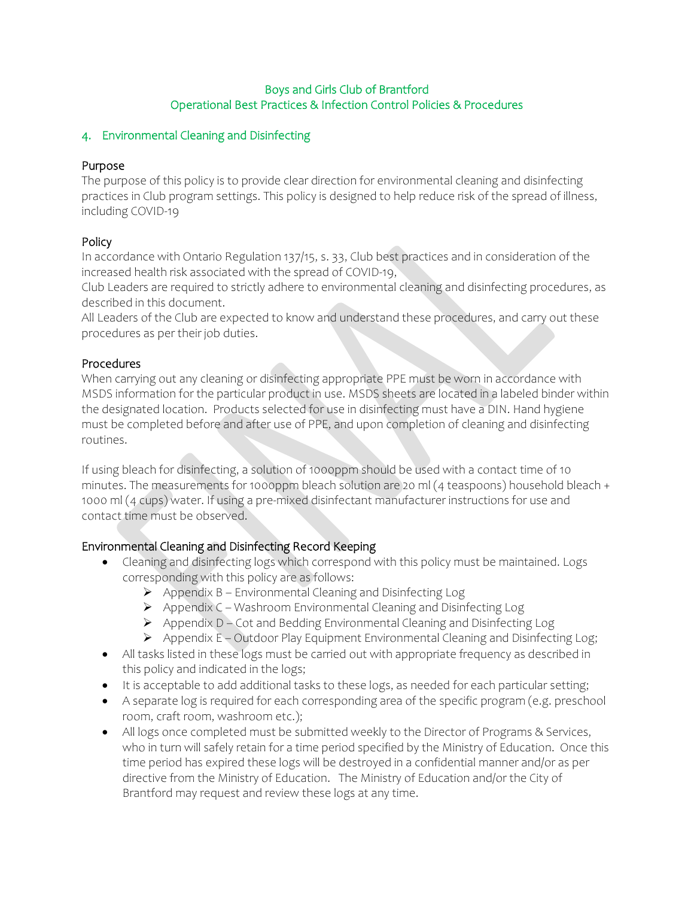Boys and Girls Club of Brantford
Operational Best Practices & Infection Control Policies & Procedures

## 4. Environmental Cleaning and Disinfecting

### Purpose

The purpose of this policy is to provide clear direction for environmental cleaning and disinfecting practices in Club program settings. This policy is designed to help reduce risk of the spread of illness, including COVID-19

### Policy

In accordance with Ontario Regulation 137/15, s. 33, Club best practices and in consideration of the increased health risk associated with the spread of COVID-19,
Club Leaders are required to strictly adhere to environmental cleaning and disinfecting procedures, as described in this document.
All Leaders of the Club are expected to know and understand these procedures, and carry out these procedures as per their job duties.

### Procedures

When carrying out any cleaning or disinfecting appropriate PPE must be worn in accordance with MSDS information for the particular product in use. MSDS sheets are located in a labeled binder within the designated location. Products selected for use in disinfecting must have a DIN. Hand hygiene must be completed before and after use of PPE, and upon completion of cleaning and disinfecting routines.

If using bleach for disinfecting, a solution of 1000ppm should be used with a contact time of 10 minutes. The measurements for 1000ppm bleach solution are 20 ml (4 teaspoons) household bleach + 1000 ml (4 cups) water. If using a pre-mixed disinfectant manufacturer instructions for use and contact time must be observed.

### Environmental Cleaning and Disinfecting Record Keeping

- Cleaning and disinfecting logs which correspond with this policy must be maintained. Logs corresponding with this policy are as follows:
  - Appendix B – Environmental Cleaning and Disinfecting Log
  - Appendix C – Washroom Environmental Cleaning and Disinfecting Log
  - Appendix D – Cot and Bedding Environmental Cleaning and Disinfecting Log
  - Appendix E – Outdoor Play Equipment Environmental Cleaning and Disinfecting Log;
- All tasks listed in these logs must be carried out with appropriate frequency as described in this policy and indicated in the logs;
- It is acceptable to add additional tasks to these logs, as needed for each particular setting;
- A separate log is required for each corresponding area of the specific program (e.g. preschool room, craft room, washroom etc.);
- All logs once completed must be submitted weekly to the Director of Programs & Services, who in turn will safely retain for a time period specified by the Ministry of Education. Once this time period has expired these logs will be destroyed in a confidential manner and/or as per directive from the Ministry of Education. The Ministry of Education and/or the City of Brantford may request and review these logs at any time.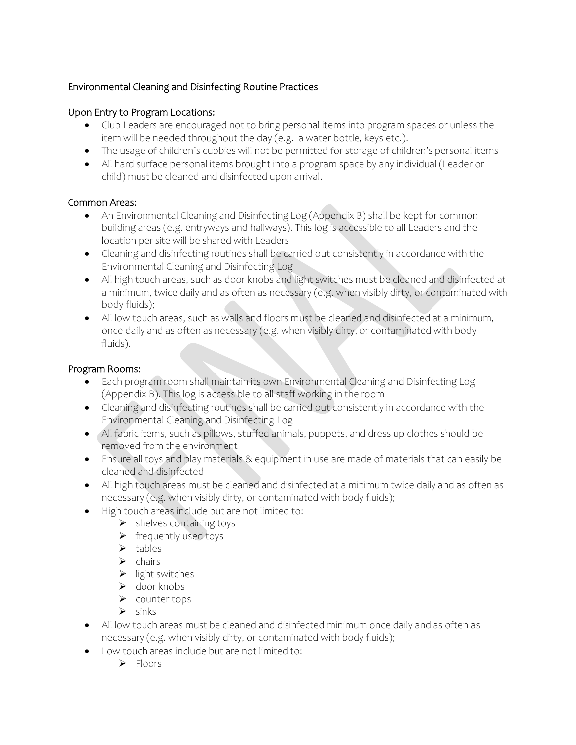## Environmental Cleaning and Disinfecting Routine Practices

### Upon Entry to Program Locations:

- Club Leaders are encouraged not to bring personal items into program spaces or unless the item will be needed throughout the day (e.g. a water bottle, keys etc.).
- The usage of children's cubbies will not be permitted for storage of children's personal items
- All hard surface personal items brought into a program space by any individual (Leader or child) must be cleaned and disinfected upon arrival.

### Common Areas:

- An Environmental Cleaning and Disinfecting Log (Appendix B) shall be kept for common building areas (e.g. entryways and hallways). This log is accessible to all Leaders and the location per site will be shared with Leaders
- Cleaning and disinfecting routines shall be carried out consistently in accordance with the Environmental Cleaning and Disinfecting Log
- All high touch areas, such as door knobs and light switches must be cleaned and disinfected at a minimum, twice daily and as often as necessary (e.g. when visibly dirty, or contaminated with body fluids);
- All low touch areas, such as walls and floors must be cleaned and disinfected at a minimum, once daily and as often as necessary (e.g. when visibly dirty, or contaminated with body fluids).

### Program Rooms:

- Each program room shall maintain its own Environmental Cleaning and Disinfecting Log (Appendix B). This log is accessible to all staff working in the room
- Cleaning and disinfecting routines shall be carried out consistently in accordance with the Environmental Cleaning and Disinfecting Log
- All fabric items, such as pillows, stuffed animals, puppets, and dress up clothes should be removed from the environment
- Ensure all toys and play materials & equipment in use are made of materials that can easily be cleaned and disinfected
- All high touch areas must be cleaned and disinfected at a minimum twice daily and as often as necessary (e.g. when visibly dirty, or contaminated with body fluids);
- High touch areas include but are not limited to:
  - shelves containing toys
  - frequently used toys
  - tables
  - chairs
  - light switches
  - door knobs
  - counter tops
  - sinks
- All low touch areas must be cleaned and disinfected minimum once daily and as often as necessary (e.g. when visibly dirty, or contaminated with body fluids);
- Low touch areas include but are not limited to:
  - Floors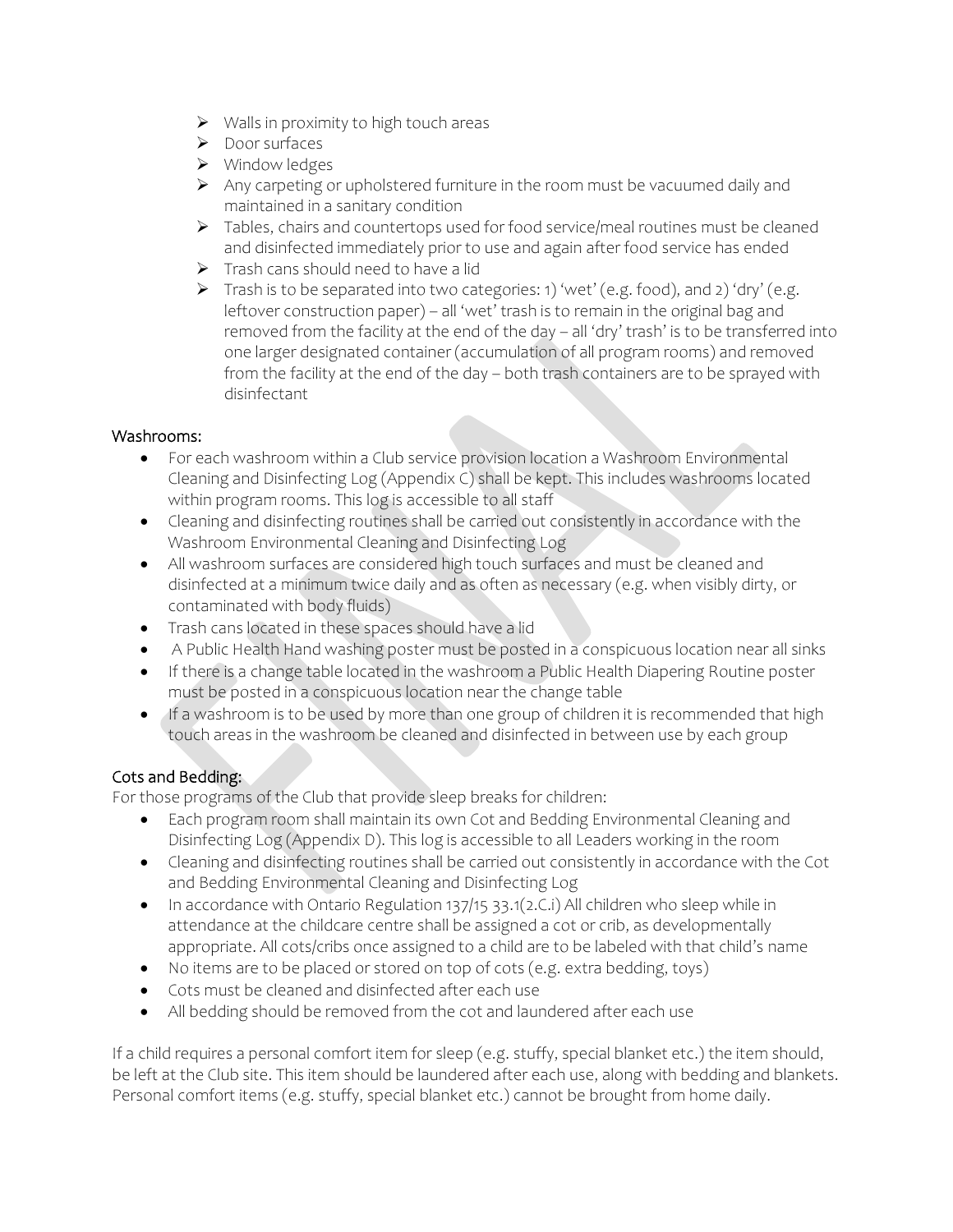- Walls in proximity to high touch areas
- Door surfaces
- Window ledges
- Any carpeting or upholstered furniture in the room must be vacuumed daily and maintained in a sanitary condition
- Tables, chairs and countertops used for food service/meal routines must be cleaned and disinfected immediately prior to use and again after food service has ended
- Trash cans should need to have a lid
- Trash is to be separated into two categories: 1) 'wet' (e.g. food), and 2) 'dry' (e.g. leftover construction paper) – all 'wet' trash is to remain in the original bag and removed from the facility at the end of the day – all 'dry' trash is to be transferred into one larger designated container (accumulation of all program rooms) and removed from the facility at the end of the day – both trash containers are to be sprayed with disinfectant

### Washrooms:

- For each washroom within a Club service provision location a Washroom Environmental Cleaning and Disinfecting Log (Appendix C) shall be kept. This includes washrooms located within program rooms. This log is accessible to all staff
- Cleaning and disinfecting routines shall be carried out consistently in accordance with the Washroom Environmental Cleaning and Disinfecting Log
- All washroom surfaces are considered high touch surfaces and must be cleaned and disinfected at a minimum twice daily and as often as necessary (e.g. when visibly dirty, or contaminated with body fluids)
- Trash cans located in these spaces should have a lid
- A Public Health Hand washing poster must be posted in a conspicuous location near all sinks
- If there is a change table located in the washroom a Public Health Diapering Routine poster must be posted in a conspicuous location near the change table
- If a washroom is to be used by more than one group of children it is recommended that high touch areas in the washroom be cleaned and disinfected in between use by each group

### Cots and Bedding:

For those programs of the Club that provide sleep breaks for children:

- Each program room shall maintain its own Cot and Bedding Environmental Cleaning and Disinfecting Log (Appendix D). This log is accessible to all Leaders working in the room
- Cleaning and disinfecting routines shall be carried out consistently in accordance with the Cot and Bedding Environmental Cleaning and Disinfecting Log
- In accordance with Ontario Regulation 137/15 33.1(2.C.i) All children who sleep while in attendance at the childcare centre shall be assigned a cot or crib, as developmentally appropriate. All cots/cribs once assigned to a child are to be labeled with that child's name
- No items are to be placed or stored on top of cots (e.g. extra bedding, toys)
- Cots must be cleaned and disinfected after each use
- All bedding should be removed from the cot and laundered after each use

If a child requires a personal comfort item for sleep (e.g. stuffy, special blanket etc.) the item should, be left at the Club site. This item should be laundered after each use, along with bedding and blankets. Personal comfort items (e.g. stuffy, special blanket etc.) cannot be brought from home daily.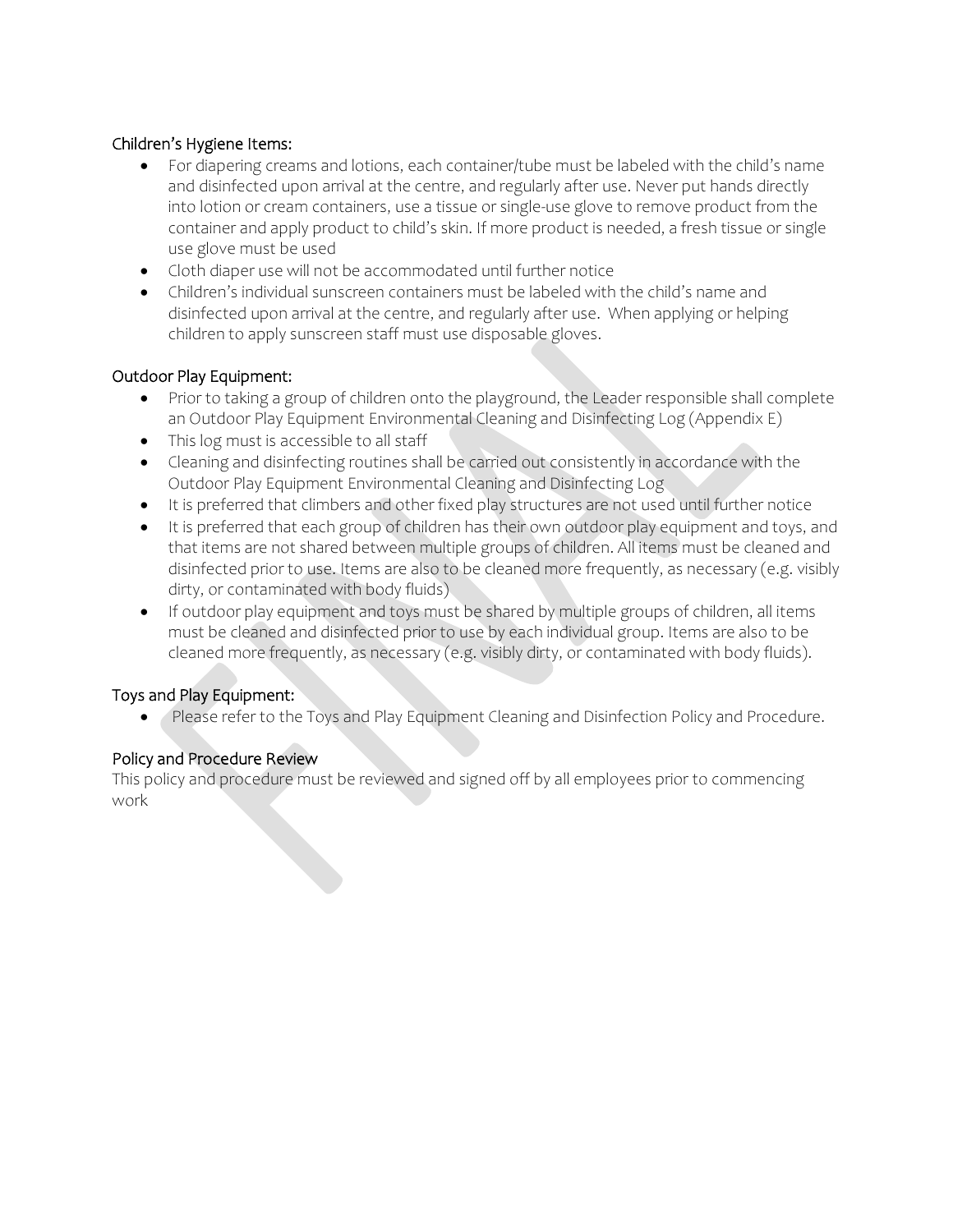### Children's Hygiene Items:

- For diapering creams and lotions, each container/tube must be labeled with the child's name and disinfected upon arrival at the centre, and regularly after use. Never put hands directly into lotion or cream containers, use a tissue or single-use glove to remove product from the container and apply product to child's skin. If more product is needed, a fresh tissue or single use glove must be used
- Cloth diaper use will not be accommodated until further notice
- Children's individual sunscreen containers must be labeled with the child's name and disinfected upon arrival at the centre, and regularly after use. When applying or helping children to apply sunscreen staff must use disposable gloves.

### Outdoor Play Equipment:

- Prior to taking a group of children onto the playground, the Leader responsible shall complete an Outdoor Play Equipment Environmental Cleaning and Disinfecting Log (Appendix E)
- This log must is accessible to all staff
- Cleaning and disinfecting routines shall be carried out consistently in accordance with the Outdoor Play Equipment Environmental Cleaning and Disinfecting Log
- It is preferred that climbers and other fixed play structures are not used until further notice
- It is preferred that each group of children has their own outdoor play equipment and toys, and that items are not shared between multiple groups of children. All items must be cleaned and disinfected prior to use. Items are also to be cleaned more frequently, as necessary (e.g. visibly dirty, or contaminated with body fluids)
- If outdoor play equipment and toys must be shared by multiple groups of children, all items must be cleaned and disinfected prior to use by each individual group. Items are also to be cleaned more frequently, as necessary (e.g. visibly dirty, or contaminated with body fluids).

### Toys and Play Equipment:

- Please refer to the Toys and Play Equipment Cleaning and Disinfection Policy and Procedure.

### Policy and Procedure Review

This policy and procedure must be reviewed and signed off by all employees prior to commencing work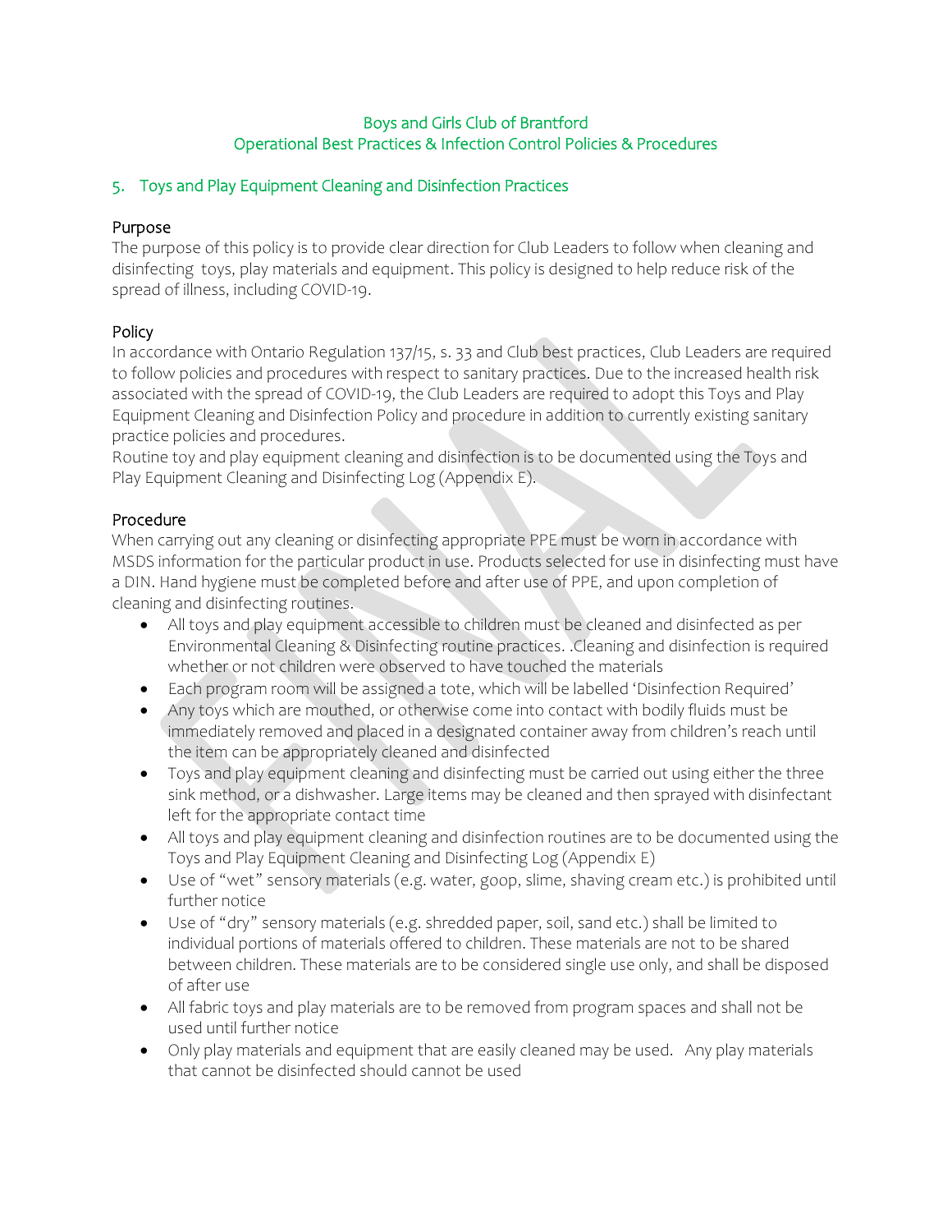Boys and Girls Club of Brantford
Operational Best Practices & Infection Control Policies & Procedures

## 5. Toys and Play Equipment Cleaning and Disinfection Practices

### Purpose

The purpose of this policy is to provide clear direction for Club Leaders to follow when cleaning and disinfecting toys, play materials and equipment. This policy is designed to help reduce risk of the spread of illness, including COVID-19.

### Policy

In accordance with Ontario Regulation 137/15, s. 33 and Club best practices, Club Leaders are required to follow policies and procedures with respect to sanitary practices. Due to the increased health risk associated with the spread of COVID-19, the Club Leaders are required to adopt this Toys and Play Equipment Cleaning and Disinfection Policy and procedure in addition to currently existing sanitary practice policies and procedures.

Routine toy and play equipment cleaning and disinfection is to be documented using the Toys and Play Equipment Cleaning and Disinfecting Log (Appendix E).

### Procedure

When carrying out any cleaning or disinfecting appropriate PPE must be worn in accordance with MSDS information for the particular product in use. Products selected for use in disinfecting must have a DIN. Hand hygiene must be completed before and after use of PPE, and upon completion of cleaning and disinfecting routines.

- All toys and play equipment accessible to children must be cleaned and disinfected as per Environmental Cleaning & Disinfecting routine practices. .Cleaning and disinfection is required whether or not children were observed to have touched the materials
- Each program room will be assigned a tote, which will be labelled 'Disinfection Required'
- Any toys which are mouthed, or otherwise come into contact with bodily fluids must be immediately removed and placed in a designated container away from children's reach until the item can be appropriately cleaned and disinfected
- Toys and play equipment cleaning and disinfecting must be carried out using either the three sink method, or a dishwasher. Large items may be cleaned and then sprayed with disinfectant left for the appropriate contact time
- All toys and play equipment cleaning and disinfection routines are to be documented using the Toys and Play Equipment Cleaning and Disinfecting Log (Appendix E)
- Use of "wet" sensory materials (e.g. water, goop, slime, shaving cream etc.) is prohibited until further notice
- Use of "dry" sensory materials (e.g. shredded paper, soil, sand etc.) shall be limited to individual portions of materials offered to children. These materials are not to be shared between children. These materials are to be considered single use only, and shall be disposed of after use
- All fabric toys and play materials are to be removed from program spaces and shall not be used until further notice
- Only play materials and equipment that are easily cleaned may be used. Any play materials that cannot be disinfected should cannot be used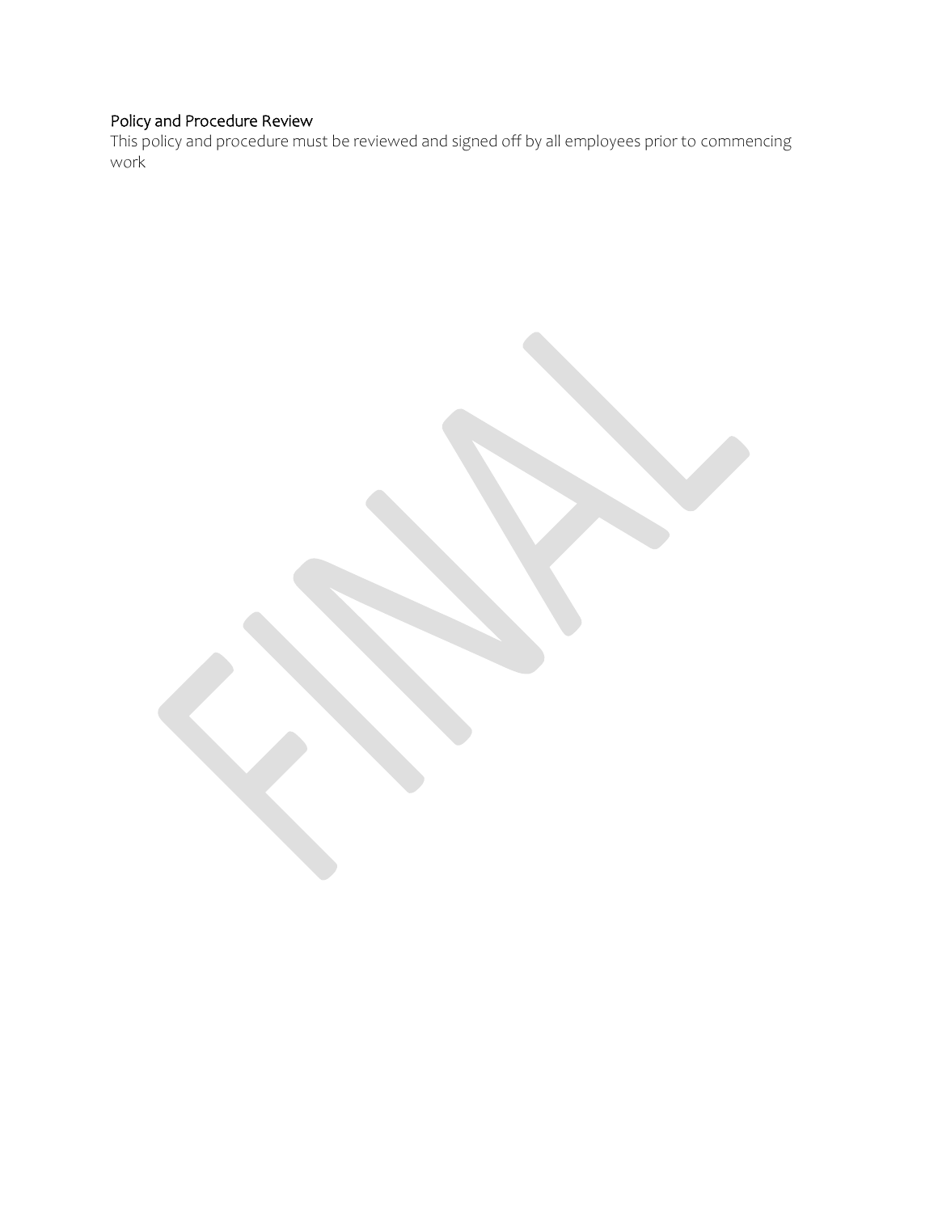### Policy and Procedure Review

This policy and procedure must be reviewed and signed off by all employees prior to commencing work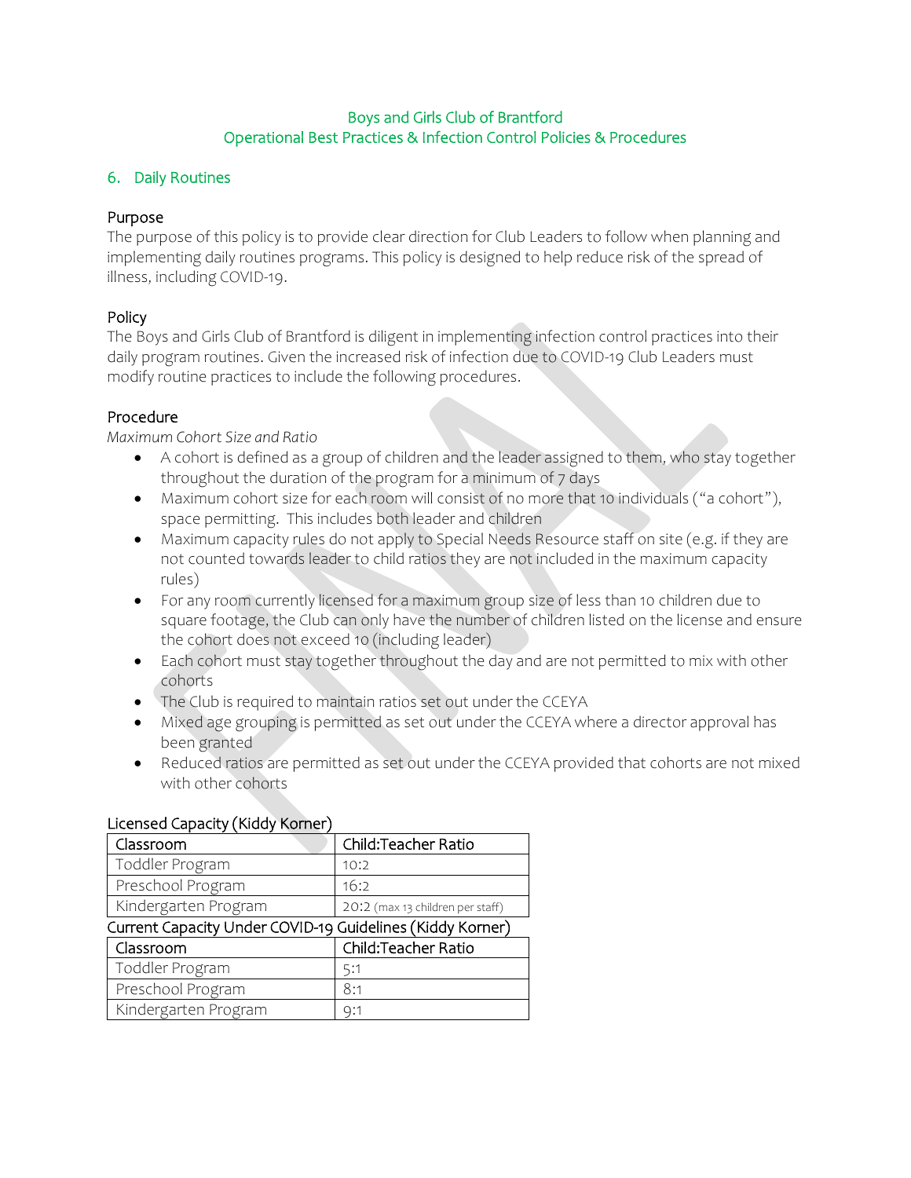Boys and Girls Club of Brantford
Operational Best Practices & Infection Control Policies & Procedures

## 6. Daily Routines

### Purpose

The purpose of this policy is to provide clear direction for Club Leaders to follow when planning and implementing daily routines programs. This policy is designed to help reduce risk of the spread of illness, including COVID-19.

### Policy

The Boys and Girls Club of Brantford is diligent in implementing infection control practices into their daily program routines. Given the increased risk of infection due to COVID-19 Club Leaders must modify routine practices to include the following procedures.

### Procedure

*Maximum Cohort Size and Ratio*

- A cohort is defined as a group of children and the leader assigned to them, who stay together throughout the duration of the program for a minimum of 7 days
- Maximum cohort size for each room will consist of no more that 10 individuals ("a cohort"), space permitting. This includes both leader and children
- Maximum capacity rules do not apply to Special Needs Resource staff on site (e.g. if they are not counted towards leader to child ratios they are not included in the maximum capacity rules)
- For any room currently licensed for a maximum group size of less than 10 children due to square footage, the Club can only have the number of children listed on the license and ensure the cohort does not exceed 10 (including leader)
- Each cohort must stay together throughout the day and are not permitted to mix with other cohorts
- The Club is required to maintain ratios set out under the CCEYA
- Mixed age grouping is permitted as set out under the CCEYA where a director approval has been granted
- Reduced ratios are permitted as set out under the CCEYA provided that cohorts are not mixed with other cohorts

Licensed Capacity (Kiddy Korner)

| Classroom | Child:Teacher Ratio |
|---|---|
| Toddler Program | 10:2 |
| Preschool Program | 16:2 |
| Kindergarten Program | 20:2 (max 13 children per staff) |

Current Capacity Under COVID-19 Guidelines (Kiddy Korner)

| Classroom | Child:Teacher Ratio |
|---|---|
| Toddler Program | 5:1 |
| Preschool Program | 8:1 |
| Kindergarten Program | 9:1 |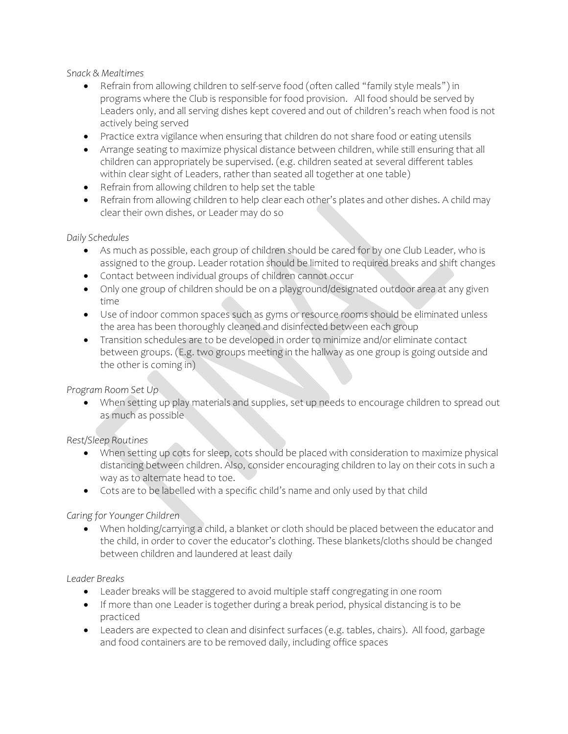*Snack & Mealtimes*

- Refrain from allowing children to self-serve food (often called "family style meals") in programs where the Club is responsible for food provision. All food should be served by Leaders only, and all serving dishes kept covered and out of children's reach when food is not actively being served
- Practice extra vigilance when ensuring that children do not share food or eating utensils
- Arrange seating to maximize physical distance between children, while still ensuring that all children can appropriately be supervised. (e.g. children seated at several different tables within clear sight of Leaders, rather than seated all together at one table)
- Refrain from allowing children to help set the table
- Refrain from allowing children to help clear each other's plates and other dishes. A child may clear their own dishes, or Leader may do so

*Daily Schedules*

- As much as possible, each group of children should be cared for by one Club Leader, who is assigned to the group. Leader rotation should be limited to required breaks and shift changes
- Contact between individual groups of children cannot occur
- Only one group of children should be on a playground/designated outdoor area at any given time
- Use of indoor common spaces such as gyms or resource rooms should be eliminated unless the area has been thoroughly cleaned and disinfected between each group
- Transition schedules are to be developed in order to minimize and/or eliminate contact between groups. (E.g. two groups meeting in the hallway as one group is going outside and the other is coming in)

*Program Room Set Up*

- When setting up play materials and supplies, set up needs to encourage children to spread out as much as possible

*Rest/Sleep Routines*

- When setting up cots for sleep, cots should be placed with consideration to maximize physical distancing between children. Also, consider encouraging children to lay on their cots in such a way as to alternate head to toe.
- Cots are to be labelled with a specific child's name and only used by that child

*Caring for Younger Children*

- When holding/carrying a child, a blanket or cloth should be placed between the educator and the child, in order to cover the educator's clothing. These blankets/cloths should be changed between children and laundered at least daily

*Leader Breaks*

- Leader breaks will be staggered to avoid multiple staff congregating in one room
- If more than one Leader is together during a break period, physical distancing is to be practiced
- Leaders are expected to clean and disinfect surfaces (e.g. tables, chairs). All food, garbage and food containers are to be removed daily, including office spaces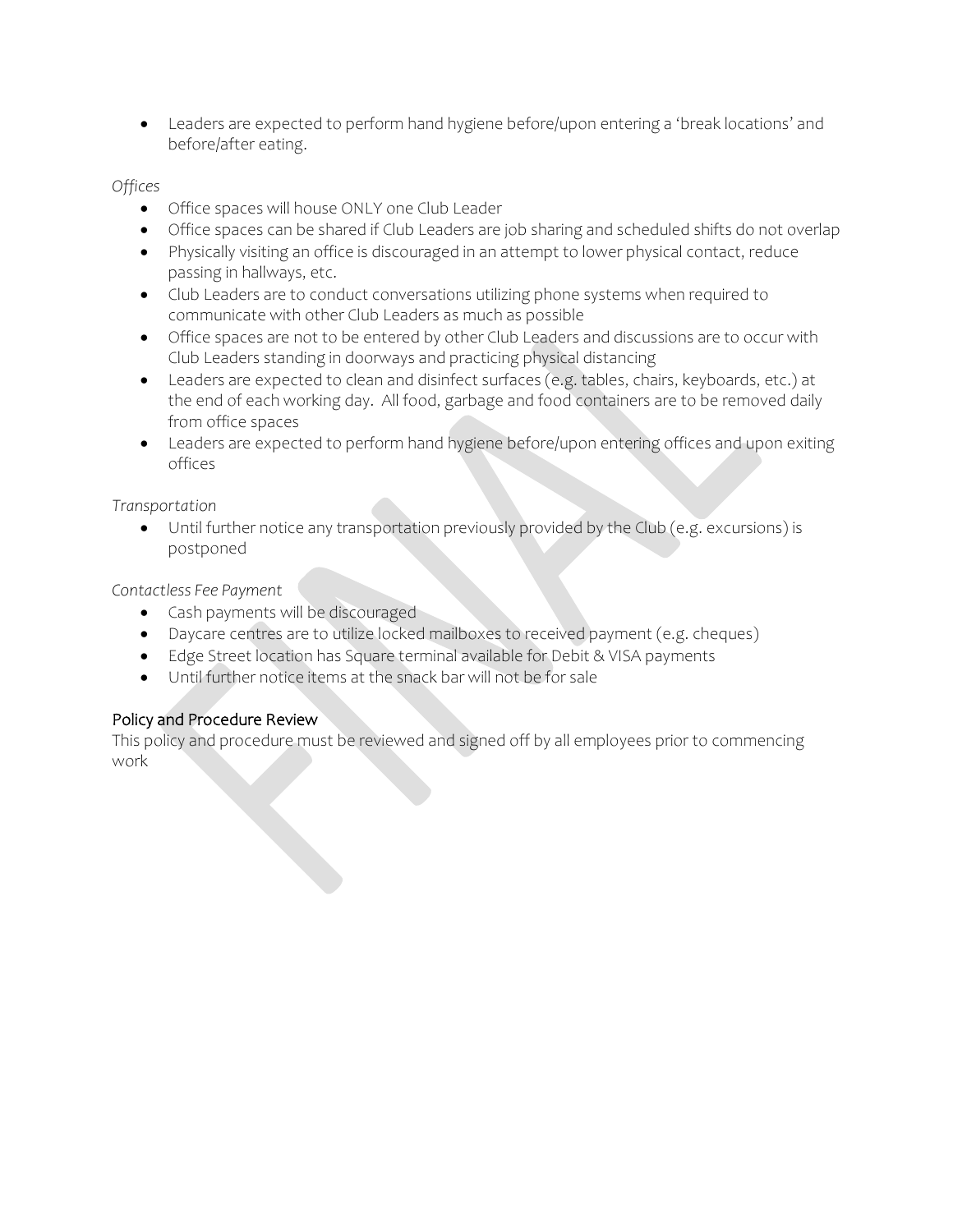- Leaders are expected to perform hand hygiene before/upon entering a 'break locations' and before/after eating.

*Offices*

- Office spaces will house ONLY one Club Leader
- Office spaces can be shared if Club Leaders are job sharing and scheduled shifts do not overlap
- Physically visiting an office is discouraged in an attempt to lower physical contact, reduce passing in hallways, etc.
- Club Leaders are to conduct conversations utilizing phone systems when required to communicate with other Club Leaders as much as possible
- Office spaces are not to be entered by other Club Leaders and discussions are to occur with Club Leaders standing in doorways and practicing physical distancing
- Leaders are expected to clean and disinfect surfaces (e.g. tables, chairs, keyboards, etc.) at the end of each working day. All food, garbage and food containers are to be removed daily from office spaces
- Leaders are expected to perform hand hygiene before/upon entering offices and upon exiting offices

*Transportation*

- Until further notice any transportation previously provided by the Club (e.g. excursions) is postponed

*Contactless Fee Payment*

- Cash payments will be discouraged
- Daycare centres are to utilize locked mailboxes to received payment (e.g. cheques)
- Edge Street location has Square terminal available for Debit & VISA payments
- Until further notice items at the snack bar will not be for sale

## Policy and Procedure Review

This policy and procedure must be reviewed and signed off by all employees prior to commencing work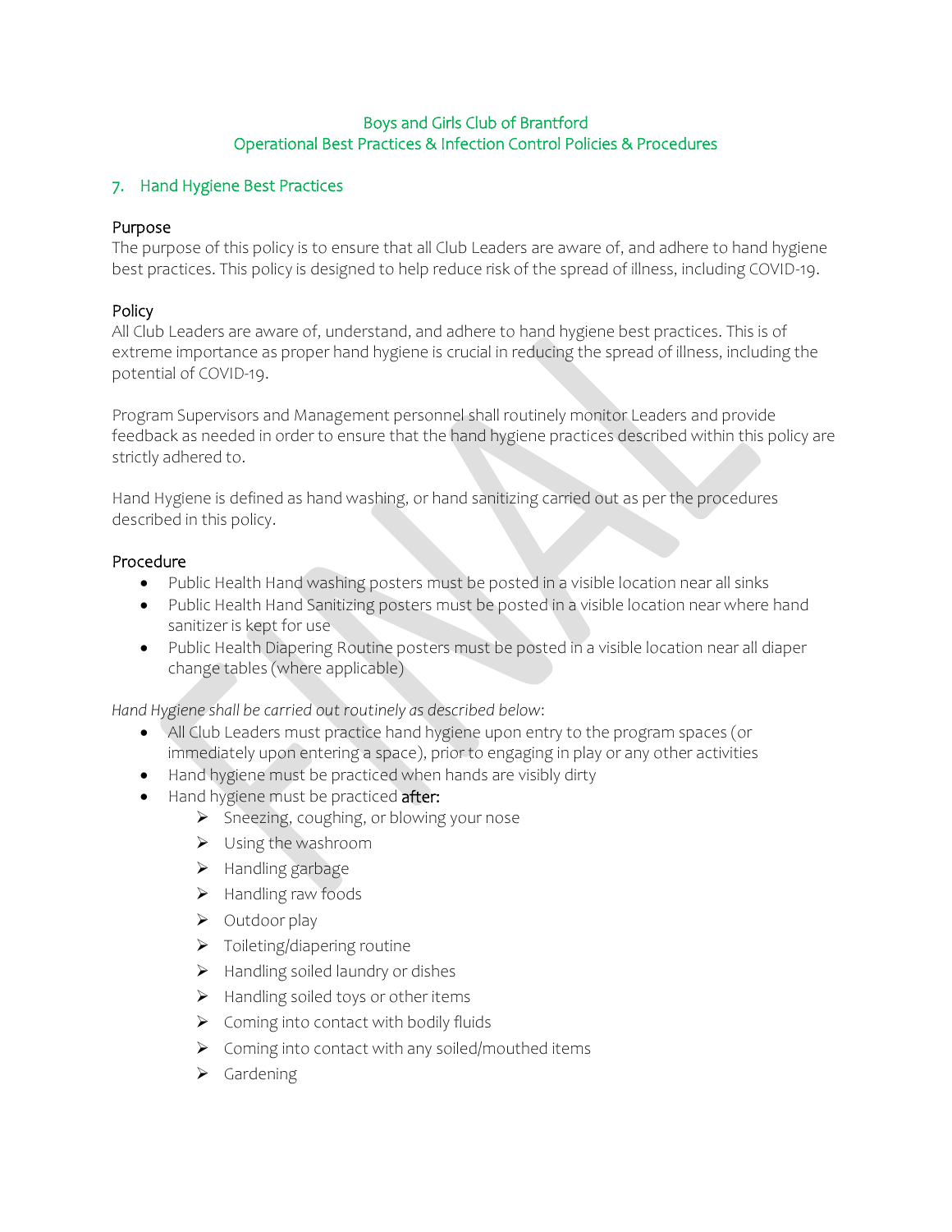Boys and Girls Club of Brantford
Operational Best Practices & Infection Control Policies & Procedures

## 7. Hand Hygiene Best Practices

### Purpose

The purpose of this policy is to ensure that all Club Leaders are aware of, and adhere to hand hygiene best practices. This policy is designed to help reduce risk of the spread of illness, including COVID-19.

### Policy

All Club Leaders are aware of, understand, and adhere to hand hygiene best practices. This is of extreme importance as proper hand hygiene is crucial in reducing the spread of illness, including the potential of COVID-19.

Program Supervisors and Management personnel shall routinely monitor Leaders and provide feedback as needed in order to ensure that the hand hygiene practices described within this policy are strictly adhered to.

Hand Hygiene is defined as hand washing, or hand sanitizing carried out as per the procedures described in this policy.

### Procedure

- Public Health Hand washing posters must be posted in a visible location near all sinks
- Public Health Hand Sanitizing posters must be posted in a visible location near where hand sanitizer is kept for use
- Public Health Diapering Routine posters must be posted in a visible location near all diaper change tables (where applicable)

*Hand Hygiene shall be carried out routinely as described below:*

- All Club Leaders must practice hand hygiene upon entry to the program spaces (or immediately upon entering a space), prior to engaging in play or any other activities
- Hand hygiene must be practiced when hands are visibly dirty
- Hand hygiene must be practiced **after:**
  - Sneezing, coughing, or blowing your nose
  - Using the washroom
  - Handling garbage
  - Handling raw foods
  - Outdoor play
  - Toileting/diapering routine
  - Handling soiled laundry or dishes
  - Handling soiled toys or other items
  - Coming into contact with bodily fluids
  - Coming into contact with any soiled/mouthed items
  - Gardening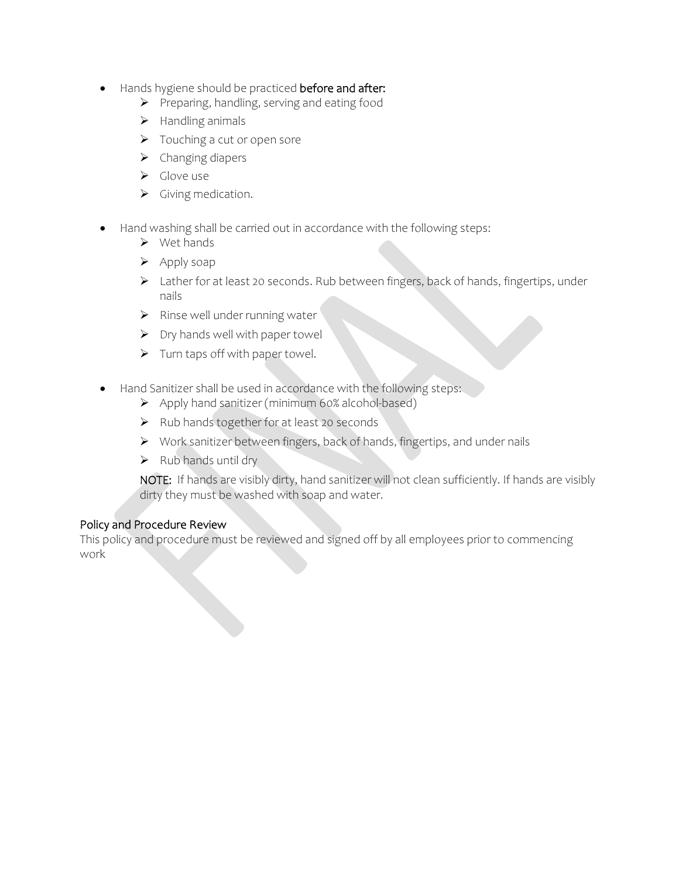- Hands hygiene should be practiced **before and after:**
  - Preparing, handling, serving and eating food
  - Handling animals
  - Touching a cut or open sore
  - Changing diapers
  - Glove use
  - Giving medication.

- Hand washing shall be carried out in accordance with the following steps:
  - Wet hands
  - Apply soap
  - Lather for at least 20 seconds. Rub between fingers, back of hands, fingertips, under nails
  - Rinse well under running water
  - Dry hands well with paper towel
  - Turn taps off with paper towel.

- Hand Sanitizer shall be used in accordance with the following steps:
  - Apply hand sanitizer (minimum 60% alcohol-based)
  - Rub hands together for at least 20 seconds
  - Work sanitizer between fingers, back of hands, fingertips, and under nails
  - Rub hands until dry

  NOTE: If hands are visibly dirty, hand sanitizer will not clean sufficiently. If hands are visibly dirty they must be washed with soap and water.

## Policy and Procedure Review

This policy and procedure must be reviewed and signed off by all employees prior to commencing work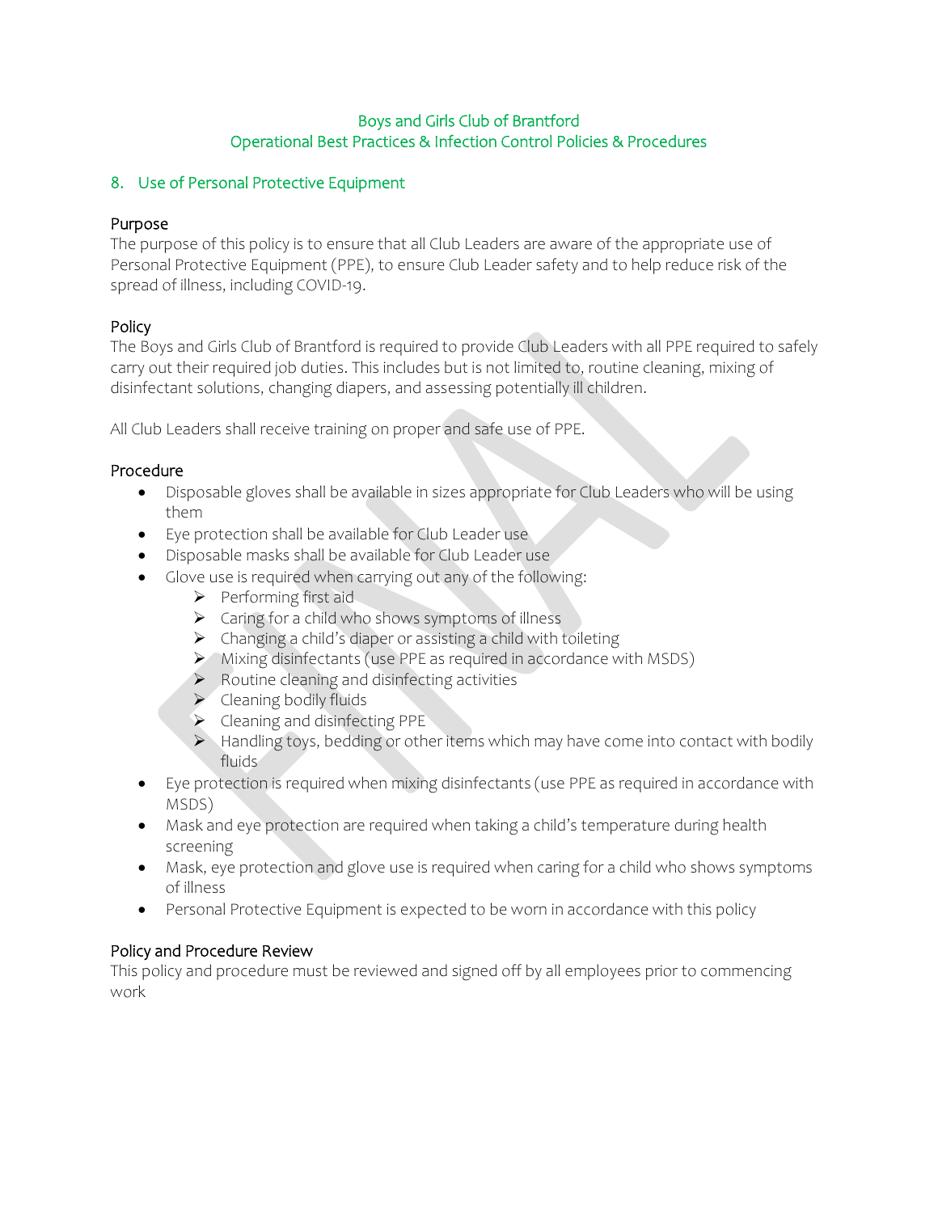Boys and Girls Club of Brantford
Operational Best Practices & Infection Control Policies & Procedures

## 8. Use of Personal Protective Equipment

### Purpose

The purpose of this policy is to ensure that all Club Leaders are aware of the appropriate use of Personal Protective Equipment (PPE), to ensure Club Leader safety and to help reduce risk of the spread of illness, including COVID-19.

### Policy

The Boys and Girls Club of Brantford is required to provide Club Leaders with all PPE required to safely carry out their required job duties. This includes but is not limited to, routine cleaning, mixing of disinfectant solutions, changing diapers, and assessing potentially ill children.

All Club Leaders shall receive training on proper and safe use of PPE.

### Procedure

- Disposable gloves shall be available in sizes appropriate for Club Leaders who will be using them
- Eye protection shall be available for Club Leader use
- Disposable masks shall be available for Club Leader use
- Glove use is required when carrying out any of the following:
  - Performing first aid
  - Caring for a child who shows symptoms of illness
  - Changing a child's diaper or assisting a child with toileting
  - Mixing disinfectants (use PPE as required in accordance with MSDS)
  - Routine cleaning and disinfecting activities
  - Cleaning bodily fluids
  - Cleaning and disinfecting PPE
  - Handling toys, bedding or other items which may have come into contact with bodily fluids
- Eye protection is required when mixing disinfectants (use PPE as required in accordance with MSDS)
- Mask and eye protection are required when taking a child's temperature during health screening
- Mask, eye protection and glove use is required when caring for a child who shows symptoms of illness
- Personal Protective Equipment is expected to be worn in accordance with this policy

### Policy and Procedure Review

This policy and procedure must be reviewed and signed off by all employees prior to commencing work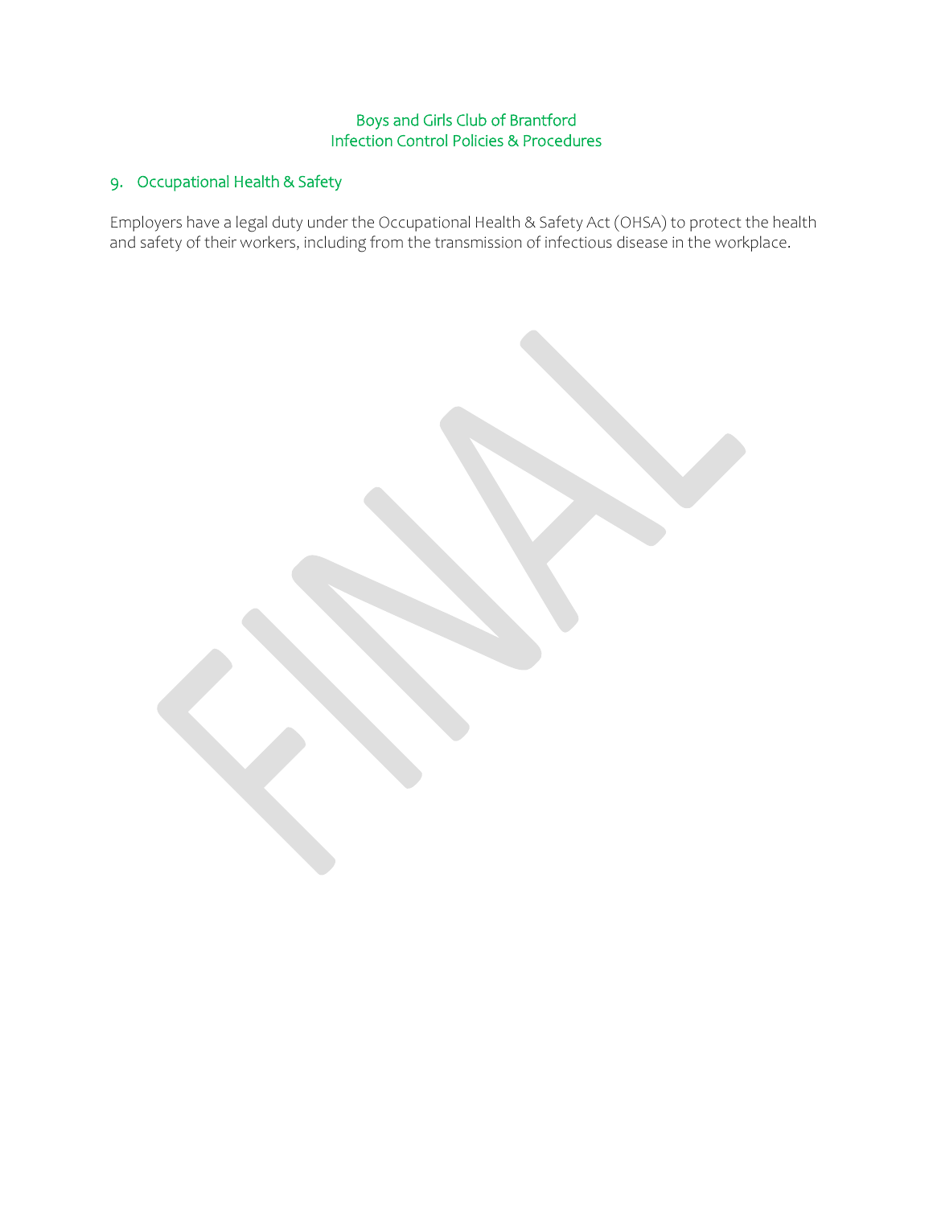## 9. Occupational Health & Safety

Employers have a legal duty under the Occupational Health & Safety Act (OHSA) to protect the health and safety of their workers, including from the transmission of infectious disease in the workplace.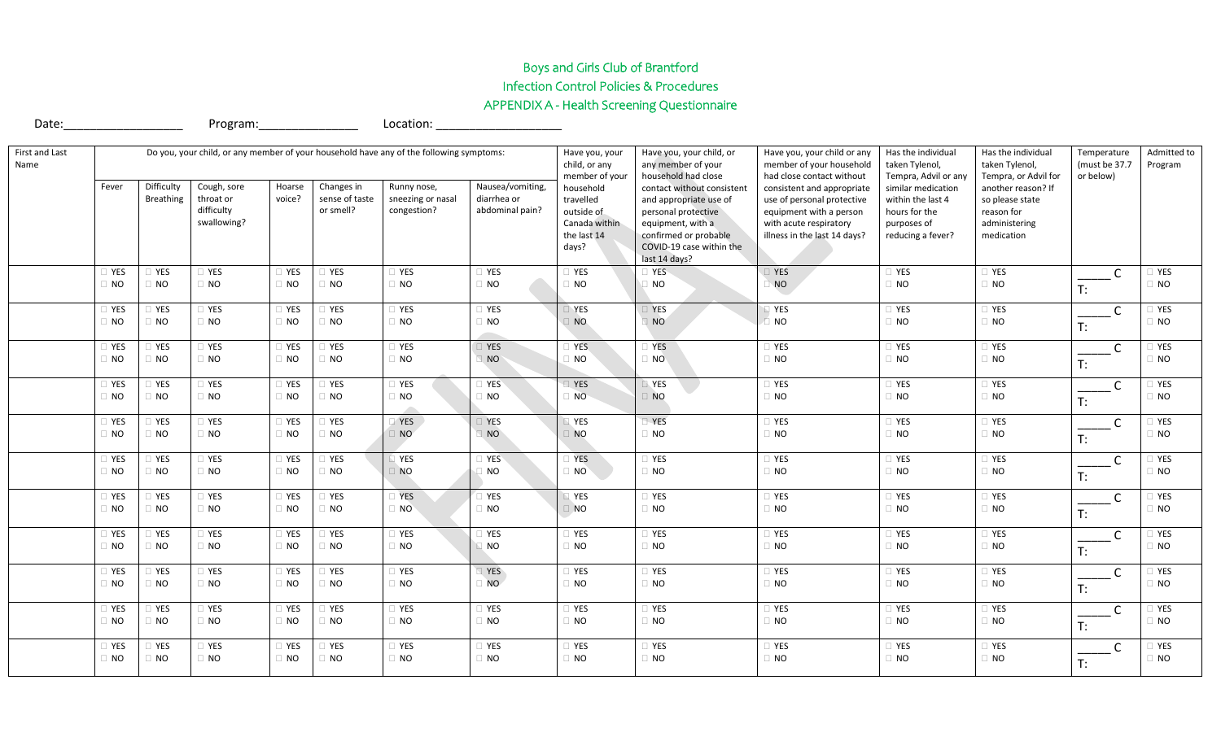# Boys and Girls Club of Brantford

## Infection Control Policies & Procedures

### APPENDIX A - Health Screening Questionnaire

Date:__________________ Program:_______________ Location: ___________________

| First and Last Name | Do you, your child, or any member of your household have any of the following symptoms: | | | | | | | Have you, your child, or any member of your household travelled outside of Canada within the last 14 days? | Have you, your child, or any member of your household had close contact without consistent and appropriate use of personal protective equipment, with a confirmed or probable COVID-19 case within the last 14 days? | Have you, your child or any member of your household had close contact without consistent and appropriate use of personal protective equipment with a person with acute respiratory illness in the last 14 days? | Has the individual taken Tylenol, Tempra, Advil or any similar medication within the last 4 hours for the purposes of reducing a fever? | Has the individual taken Tylenol, Tempra, or Advil for another reason? If so please state reason for administering medication | Temperature (must be 37.7 or below) | Admitted to Program |
|---|---|---|---|---|---|---|---|---|---|---|---|---|---|---|
| | Fever | Difficulty Breathing | Cough, sore throat or difficulty swallowing? | Hoarse voice? | Changes in sense of taste or smell? | Runny nose, sneezing or nasal congestion? | Nausea/vomiting, diarrhea or abdominal pain? | | | | | | | |
| | ☐ YES ☐ NO | ☐ YES ☐ NO | ☐ YES ☐ NO | ☐ YES ☐ NO | ☐ YES ☐ NO | ☐ YES ☐ NO | ☐ YES ☐ NO | ☐ YES ☐ NO | ☐ YES ☐ NO | ☐ YES ☐ NO | ☐ YES ☐ NO | ☐ YES ☐ NO | _____ C T: | ☐ YES ☐ NO |
| | ☐ YES ☐ NO | ☐ YES ☐ NO | ☐ YES ☐ NO | ☐ YES ☐ NO | ☐ YES ☐ NO | ☐ YES ☐ NO | ☐ YES ☐ NO | ☐ YES ☐ NO | ☐ YES ☐ NO | ☐ YES ☐ NO | ☐ YES ☐ NO | ☐ YES ☐ NO | _____ C T: | ☐ YES ☐ NO |
| | ☐ YES ☐ NO | ☐ YES ☐ NO | ☐ YES ☐ NO | ☐ YES ☐ NO | ☐ YES ☐ NO | ☐ YES ☐ NO | ☐ YES ☐ NO | ☐ YES ☐ NO | ☐ YES ☐ NO | ☐ YES ☐ NO | ☐ YES ☐ NO | ☐ YES ☐ NO | _____ C T: | ☐ YES ☐ NO |
| | ☐ YES ☐ NO | ☐ YES ☐ NO | ☐ YES ☐ NO | ☐ YES ☐ NO | ☐ YES ☐ NO | ☐ YES ☐ NO | ☐ YES ☐ NO | ☐ YES ☐ NO | ☐ YES ☐ NO | ☐ YES ☐ NO | ☐ YES ☐ NO | ☐ YES ☐ NO | _____ C T: | ☐ YES ☐ NO |
| | ☐ YES ☐ NO | ☐ YES ☐ NO | ☐ YES ☐ NO | ☐ YES ☐ NO | ☐ YES ☐ NO | ☐ YES ☐ NO | ☐ YES ☐ NO | ☐ YES ☐ NO | ☐ YES ☐ NO | ☐ YES ☐ NO | ☐ YES ☐ NO | ☐ YES ☐ NO | _____ C T: | ☐ YES ☐ NO |
| | ☐ YES ☐ NO | ☐ YES ☐ NO | ☐ YES ☐ NO | ☐ YES ☐ NO | ☐ YES ☐ NO | ☐ YES ☐ NO | ☐ YES ☐ NO | ☐ YES ☐ NO | ☐ YES ☐ NO | ☐ YES ☐ NO | ☐ YES ☐ NO | ☐ YES ☐ NO | _____ C T: | ☐ YES ☐ NO |
| | ☐ YES ☐ NO | ☐ YES ☐ NO | ☐ YES ☐ NO | ☐ YES ☐ NO | ☐ YES ☐ NO | ☐ YES ☐ NO | ☐ YES ☐ NO | ☐ YES ☐ NO | ☐ YES ☐ NO | ☐ YES ☐ NO | ☐ YES ☐ NO | ☐ YES ☐ NO | _____ C T: | ☐ YES ☐ NO |
| | ☐ YES ☐ NO | ☐ YES ☐ NO | ☐ YES ☐ NO | ☐ YES ☐ NO | ☐ YES ☐ NO | ☐ YES ☐ NO | ☐ YES ☐ NO | ☐ YES ☐ NO | ☐ YES ☐ NO | ☐ YES ☐ NO | ☐ YES ☐ NO | ☐ YES ☐ NO | _____ C T: | ☐ YES ☐ NO |
| | ☐ YES ☐ NO | ☐ YES ☐ NO | ☐ YES ☐ NO | ☐ YES ☐ NO | ☐ YES ☐ NO | ☐ YES ☐ NO | ☐ YES ☐ NO | ☐ YES ☐ NO | ☐ YES ☐ NO | ☐ YES ☐ NO | ☐ YES ☐ NO | ☐ YES ☐ NO | _____ C T: | ☐ YES ☐ NO |
| | ☐ YES ☐ NO | ☐ YES ☐ NO | ☐ YES ☐ NO | ☐ YES ☐ NO | ☐ YES ☐ NO | ☐ YES ☐ NO | ☐ YES ☐ NO | ☐ YES ☐ NO | ☐ YES ☐ NO | ☐ YES ☐ NO | ☐ YES ☐ NO | ☐ YES ☐ NO | _____ C T: | ☐ YES ☐ NO |
| | ☐ YES ☐ NO | ☐ YES ☐ NO | ☐ YES ☐ NO | ☐ YES ☐ NO | ☐ YES ☐ NO | ☐ YES ☐ NO | ☐ YES ☐ NO | ☐ YES ☐ NO | ☐ YES ☐ NO | ☐ YES ☐ NO | ☐ YES ☐ NO | ☐ YES ☐ NO | _____ C T: | ☐ YES ☐ NO |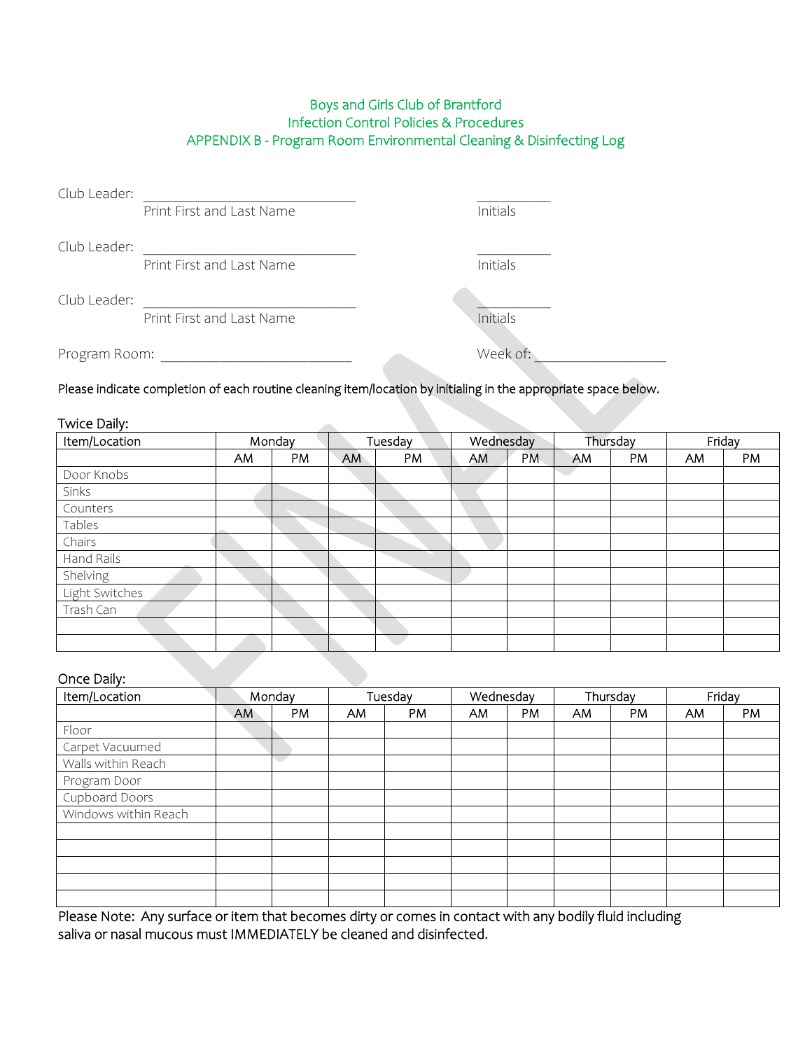# Boys and Girls Club of Brantford
## Infection Control Policies & Procedures
## APPENDIX B - Program Room Environmental Cleaning & Disinfecting Log

Club Leader: ______________________________ ___________
Print First and Last Name Initials

Club Leader: ______________________________ ___________
Print First and Last Name Initials

Club Leader: ______________________________ ___________
Print First and Last Name Initials

Program Room: ___________________________ Week of: ___________________

Please indicate completion of each routine cleaning item/location by initialing in the appropriate space below.

Twice Daily:

| Item/Location | Monday | | Tuesday | | Wednesday | | Thursday | | Friday | |
|---|---|---|---|---|---|---|---|---|---|---|
| | AM | PM | AM | PM | AM | PM | AM | PM | AM | PM |
| Door Knobs | | | | | | | | | | |
| Sinks | | | | | | | | | | |
| Counters | | | | | | | | | | |
| Tables | | | | | | | | | | |
| Chairs | | | | | | | | | | |
| Hand Rails | | | | | | | | | | |
| Shelving | | | | | | | | | | |
| Light Switches | | | | | | | | | | |
| Trash Can | | | | | | | | | | |
| | | | | | | | | | | |
| | | | | | | | | | | |

Once Daily:

| Item/Location | Monday | | Tuesday | | Wednesday | | Thursday | | Friday | |
|---|---|---|---|---|---|---|---|---|---|---|
| | AM | PM | AM | PM | AM | PM | AM | PM | AM | PM |
| Floor | | | | | | | | | | |
| Carpet Vacuumed | | | | | | | | | | |
| Walls within Reach | | | | | | | | | | |
| Program Door | | | | | | | | | | |
| Cupboard Doors | | | | | | | | | | |
| Windows within Reach | | | | | | | | | | |
| | | | | | | | | | | |
| | | | | | | | | | | |
| | | | | | | | | | | |
| | | | | | | | | | | |
| | | | | | | | | | | |

Please Note: Any surface or item that becomes dirty or comes in contact with any bodily fluid including saliva or nasal mucous must IMMEDIATELY be cleaned and disinfected.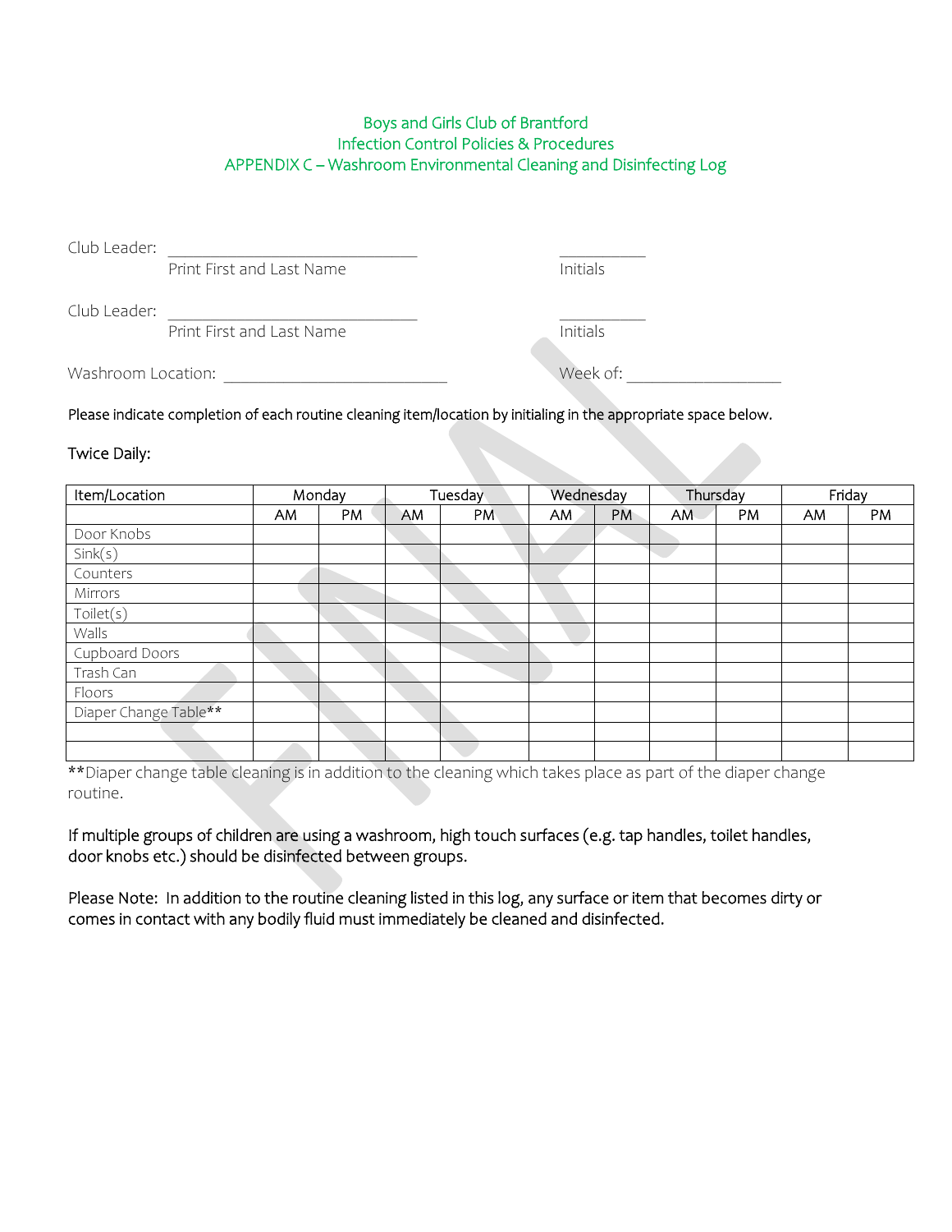Boys and Girls Club of Brantford
Infection Control Policies & Procedures
APPENDIX C – Washroom Environmental Cleaning and Disinfecting Log

Club Leader: _______________________________ ___________
Print First and Last Name Initials

Club Leader: _______________________________ ___________
Print First and Last Name Initials

Washroom Location: ____________________________ Week of: ___________________

Please indicate completion of each routine cleaning item/location by initialing in the appropriate space below.

Twice Daily:

| Item/Location | Monday | | Tuesday | | Wednesday | | Thursday | | Friday | |
|---|---|---|---|---|---|---|---|---|---|---|
| | AM | PM | AM | PM | AM | PM | AM | PM | AM | PM |
| Door Knobs | | | | | | | | | | |
| Sink(s) | | | | | | | | | | |
| Counters | | | | | | | | | | |
| Mirrors | | | | | | | | | | |
| Toilet(s) | | | | | | | | | | |
| Walls | | | | | | | | | | |
| Cupboard Doors | | | | | | | | | | |
| Trash Can | | | | | | | | | | |
| Floors | | | | | | | | | | |
| Diaper Change Table** | | | | | | | | | | |
| | | | | | | | | | | |
| | | | | | | | | | | |

**Diaper change table cleaning is in addition to the cleaning which takes place as part of the diaper change routine.

If multiple groups of children are using a washroom, high touch surfaces (e.g. tap handles, toilet handles, door knobs etc.) should be disinfected between groups.

Please Note: In addition to the routine cleaning listed in this log, any surface or item that becomes dirty or comes in contact with any bodily fluid must immediately be cleaned and disinfected.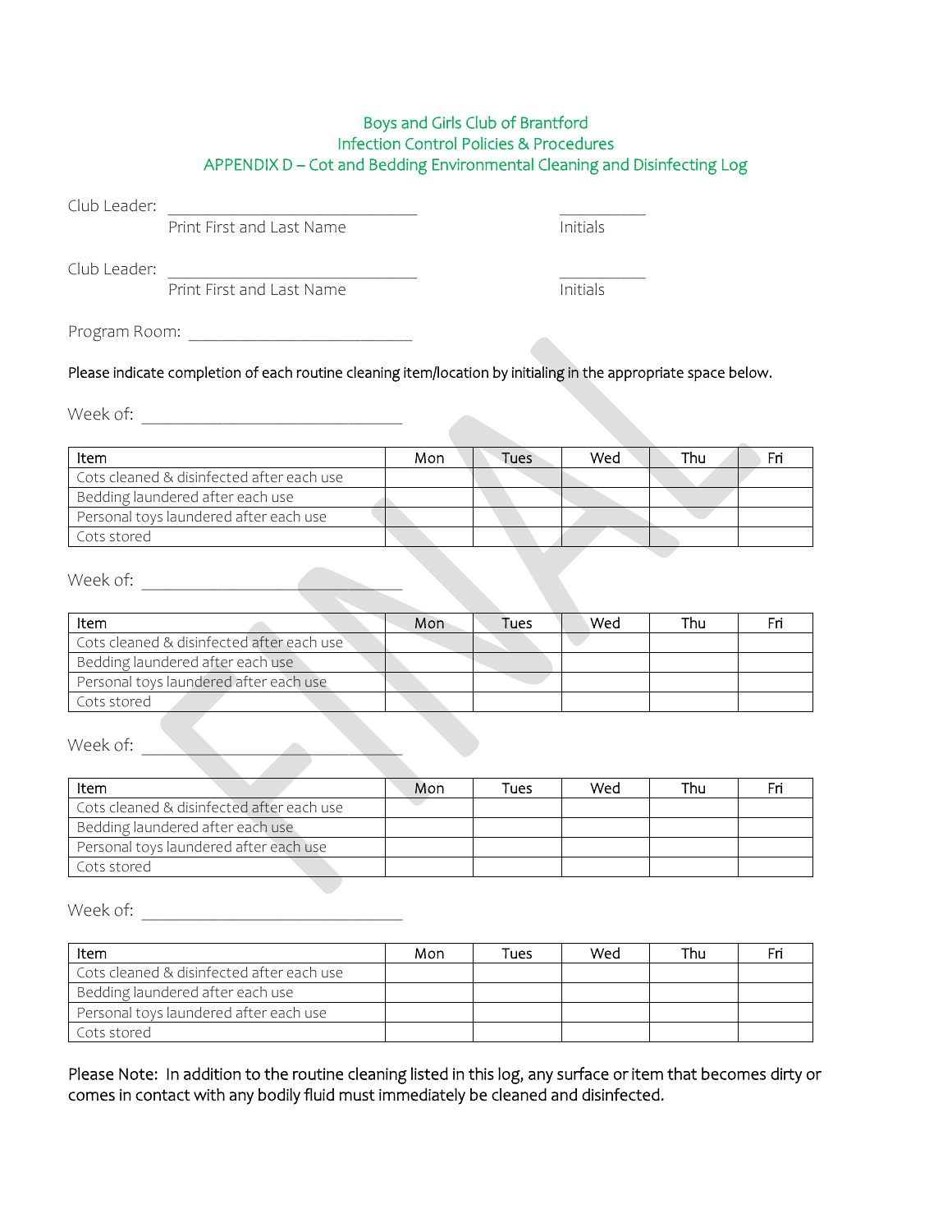# Boys and Girls Club of Brantford
## Infection Control Policies & Procedures
## APPENDIX D – Cot and Bedding Environmental Cleaning and Disinfecting Log

Club Leader: ______________________________ ___________
Print First and Last Name Initials

Club Leader: ______________________________ ___________
Print First and Last Name Initials

Program Room: __________________________

Please indicate completion of each routine cleaning item/location by initialing in the appropriate space below.

Week of: ______________________________

| Item | Mon | Tues | Wed | Thu | Fri |
|---|---|---|---|---|---|
| Cots cleaned & disinfected after each use | | | | | |
| Bedding laundered after each use | | | | | |
| Personal toys laundered after each use | | | | | |
| Cots stored | | | | | |

Week of: ______________________________

| Item | Mon | Tues | Wed | Thu | Fri |
|---|---|---|---|---|---|
| Cots cleaned & disinfected after each use | | | | | |
| Bedding laundered after each use | | | | | |
| Personal toys laundered after each use | | | | | |
| Cots stored | | | | | |

Week of: ______________________________

| Item | Mon | Tues | Wed | Thu | Fri |
|---|---|---|---|---|---|
| Cots cleaned & disinfected after each use | | | | | |
| Bedding laundered after each use | | | | | |
| Personal toys laundered after each use | | | | | |
| Cots stored | | | | | |

Week of: ______________________________

| Item | Mon | Tues | Wed | Thu | Fri |
|---|---|---|---|---|---|
| Cots cleaned & disinfected after each use | | | | | |
| Bedding laundered after each use | | | | | |
| Personal toys laundered after each use | | | | | |
| Cots stored | | | | | |

Please Note: In addition to the routine cleaning listed in this log, any surface or item that becomes dirty or comes in contact with any bodily fluid must immediately be cleaned and disinfected.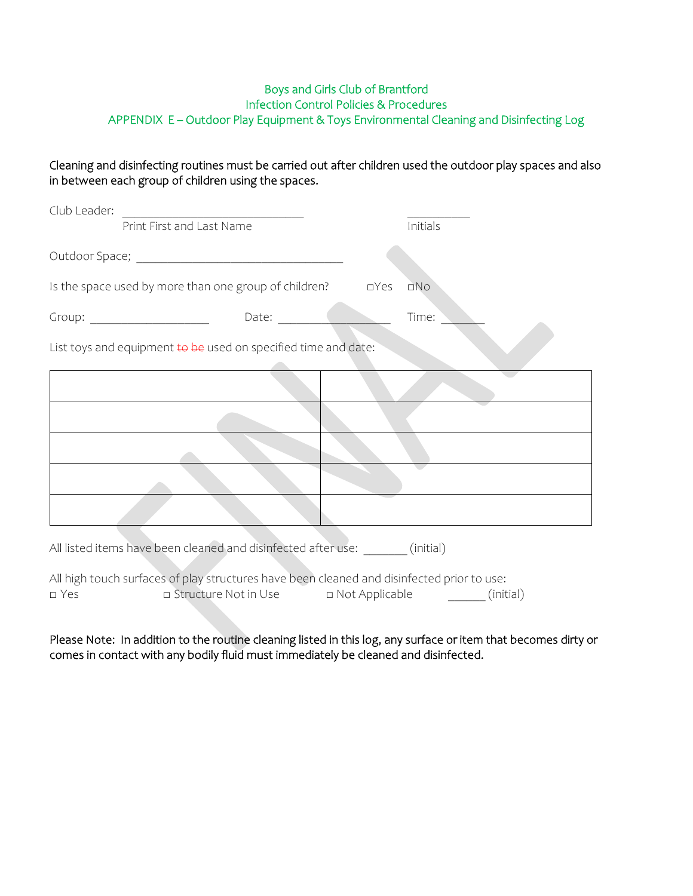Boys and Girls Club of Brantford
Infection Control Policies & Procedures
APPENDIX E – Outdoor Play Equipment & Toys Environmental Cleaning and Disinfecting Log

Cleaning and disinfecting routines must be carried out after children used the outdoor play spaces and also in between each group of children using the spaces.

Club Leader: ______________________________ ___________
Print First and Last Name Initials

Outdoor Space; __________________________________

Is the space used by more than one group of children? ◻Yes ◻No

Group: ____________________ Date: ___________________ Time: _______

List toys and equipment ~~to be~~ used on specified time and date:

| | |
|---|---|
| | |
| | |
| | |
| | |
| | |

All listed items have been cleaned and disinfected after use: _______ (initial)

All high touch surfaces of play structures have been cleaned and disinfected prior to use:
◻ Yes ◻ Structure Not in Use ◻ Not Applicable ______ (initial)

Please Note: In addition to the routine cleaning listed in this log, any surface or item that becomes dirty or comes in contact with any bodily fluid must immediately be cleaned and disinfected.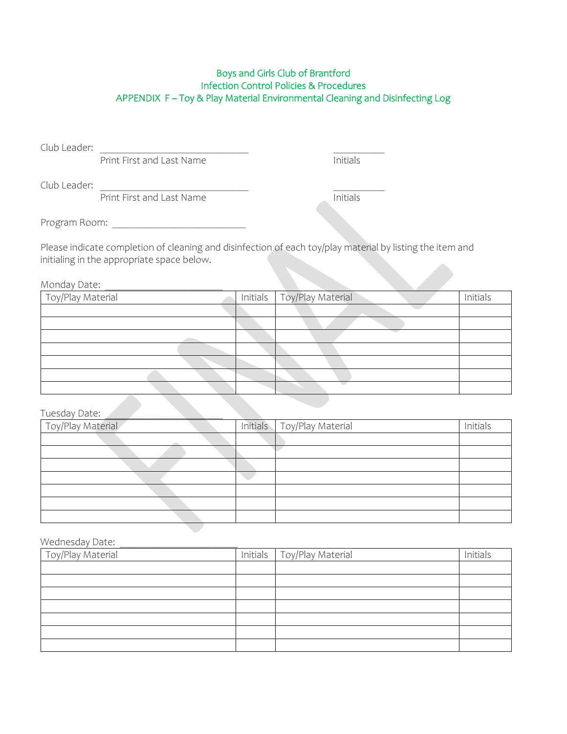Boys and Girls Club of Brantford
Infection Control Policies & Procedures
APPENDIX F – Toy & Play Material Environmental Cleaning and Disinfecting Log

Club Leader: ______________________________ __________
Print First and Last Name Initials

Club Leader: ______________________________ __________
Print First and Last Name Initials

Program Room: __________________________

Please indicate completion of cleaning and disinfection of each toy/play material by listing the item and initialing in the appropriate space below.

Monday Date: _______________________

| Toy/Play Material | Initials | Toy/Play Material | Initials |
|---|---|---|---|
| | | | |
| | | | |
| | | | |
| | | | |
| | | | |
| | | | |
| | | | |

Tuesday Date: _______________________

| Toy/Play Material | Initials | Toy/Play Material | Initials |
|---|---|---|---|
| | | | |
| | | | |
| | | | |
| | | | |
| | | | |
| | | | |
| | | | |

Wednesday Date: _______________________

| Toy/Play Material | Initials | Toy/Play Material | Initials |
|---|---|---|---|
| | | | |
| | | | |
| | | | |
| | | | |
| | | | |
| | | | |
| | | | |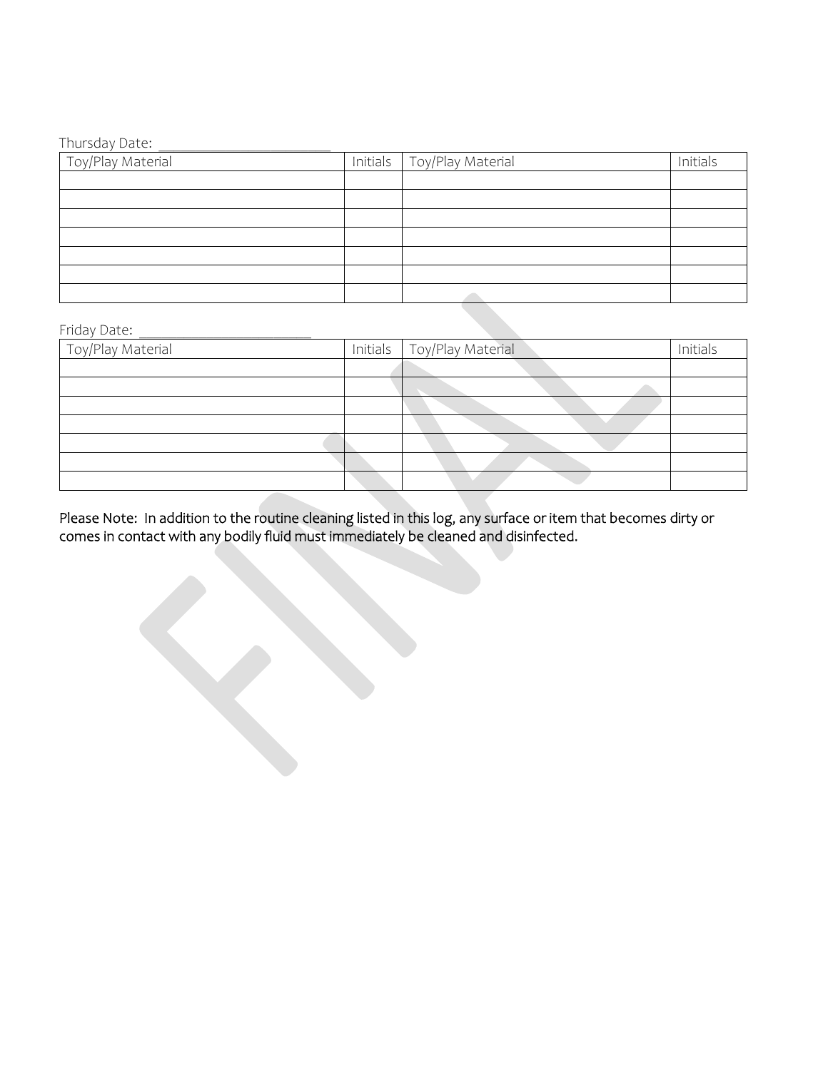Thursday Date: ________________________

| Toy/Play Material | Initials | Toy/Play Material | Initials |
|---|---|---|---|
| | | | |
| | | | |
| | | | |
| | | | |
| | | | |
| | | | |
| | | | |

Friday Date: ________________________

| Toy/Play Material | Initials | Toy/Play Material | Initials |
|---|---|---|---|
| | | | |
| | | | |
| | | | |
| | | | |
| | | | |
| | | | |
| | | | |

Please Note: In addition to the routine cleaning listed in this log, any surface or item that becomes dirty or comes in contact with any bodily fluid must immediately be cleaned and disinfected.